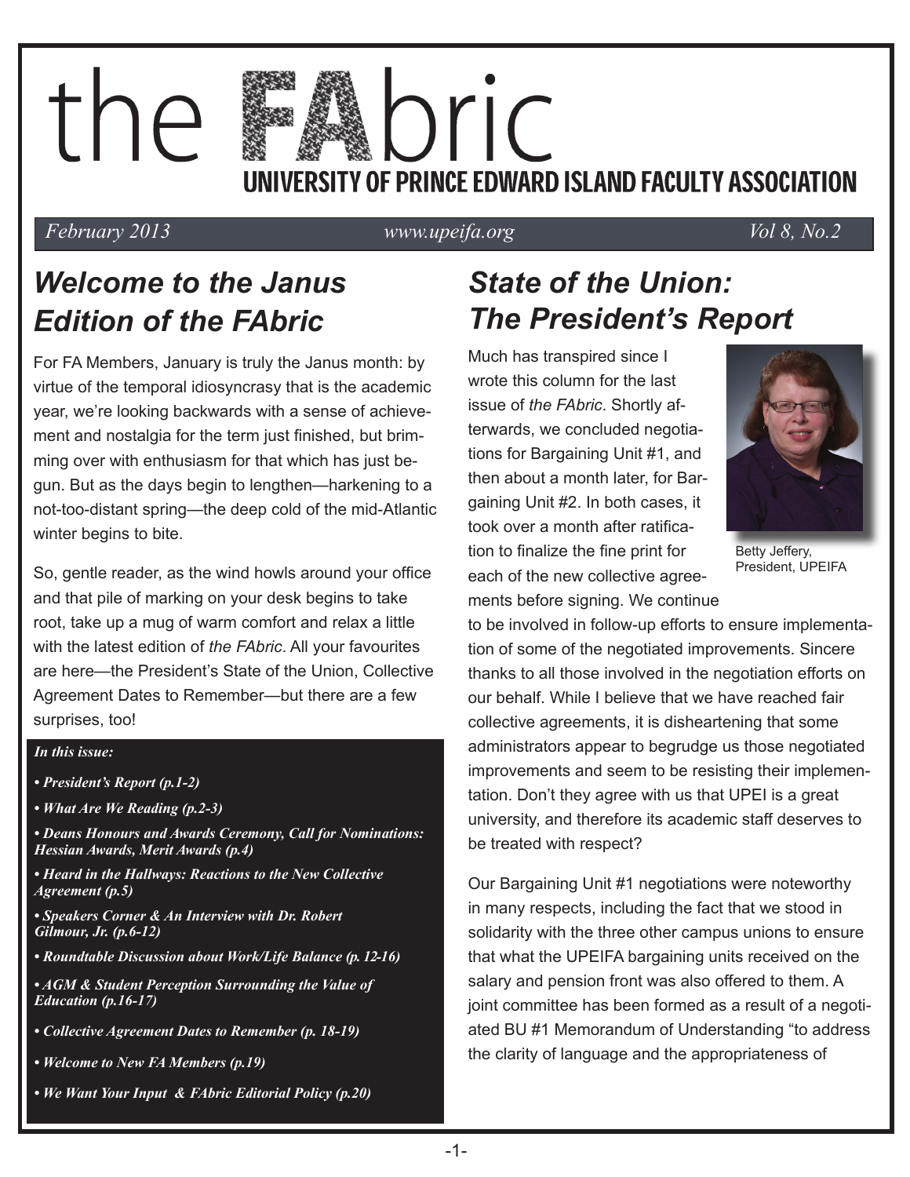# the FAbric

## UNIVERSITY OF PRINCE EDWARD ISLAND FACULTY ASSOCIATION

*February 2013* *www.upeifa.org* *Vol 8, No.2*

## *Welcome to the Janus Edition of the FAbric*

For FA Members, January is truly the Janus month: by virtue of the temporal idiosyncrasy that is the academic year, we're looking backwards with a sense of achievement and nostalgia for the term just finished, but brimming over with enthusiasm for that which has just begun. But as the days begin to lengthen—harkening to a not-too-distant spring—the deep cold of the mid-Atlantic winter begins to bite.

So, gentle reader, as the wind howls around your office and that pile of marking on your desk begins to take root, take up a mug of warm comfort and relax a little with the latest edition of *the FAbric*. All your favourites are here—the President's State of the Union, Collective Agreement Dates to Remember—but there are a few surprises, too!

***In this issue:***

- ***President's Report (p.1-2)***
- ***What Are We Reading (p.2-3)***
- ***Deans Honours and Awards Ceremony, Call for Nominations: Hessian Awards, Merit Awards (p.4)***
- ***Heard in the Hallways: Reactions to the New Collective Agreement (p.5)***
- ***Speakers Corner & An Interview with Dr. Robert Gilmour, Jr. (p.6-12)***
- ***Roundtable Discussion about Work/Life Balance (p. 12-16)***
- ***AGM & Student Perception Surrounding the Value of Education (p.16-17)***
- ***Collective Agreement Dates to Remember (p. 18-19)***
- ***Welcome to New FA Members (p.19)***
- ***We Want Your Input & FAbric Editorial Policy (p.20)***

## *State of the Union: The President's Report*

Betty Jeffery, President, UPEIFA

Much has transpired since I wrote this column for the last issue of *the FAbric*. Shortly afterwards, we concluded negotiations for Bargaining Unit #1, and then about a month later, for Bargaining Unit #2. In both cases, it took over a month after ratification to finalize the fine print for each of the new collective agreements before signing. We continue to be involved in follow-up efforts to ensure implementation of some of the negotiated improvements. Sincere thanks to all those involved in the negotiation efforts on our behalf. While I believe that we have reached fair collective agreements, it is disheartening that some administrators appear to begrudge us those negotiated improvements and seem to be resisting their implementation. Don't they agree with us that UPEI is a great university, and therefore its academic staff deserves to be treated with respect?

Our Bargaining Unit #1 negotiations were noteworthy in many respects, including the fact that we stood in solidarity with the three other campus unions to ensure that what the UPEIFA bargaining units received on the salary and pension front was also offered to them. A joint committee has been formed as a result of a negotiated BU #1 Memorandum of Understanding "to address the clarity of language and the appropriateness of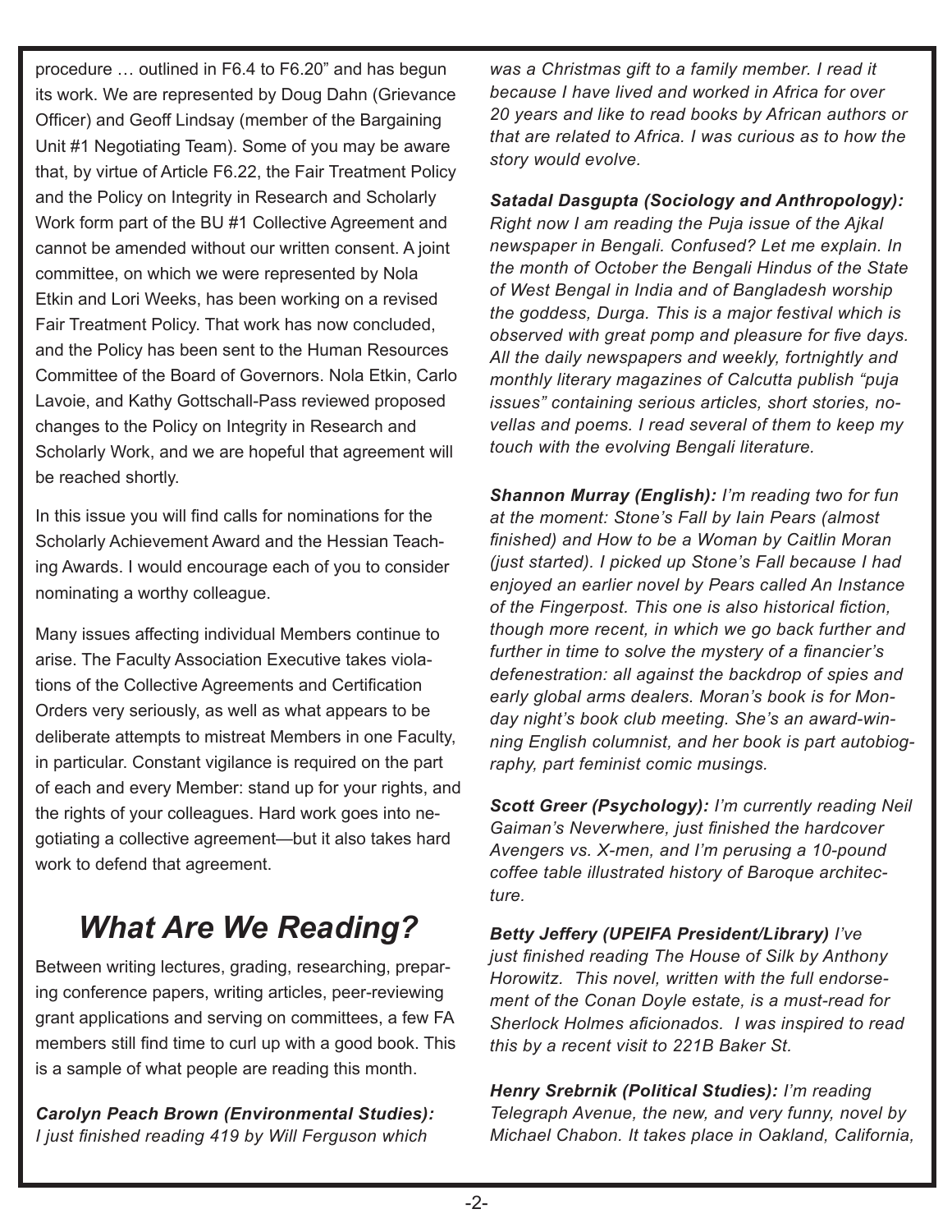procedure … outlined in F6.4 to F6.20" and has begun its work. We are represented by Doug Dahn (Grievance Officer) and Geoff Lindsay (member of the Bargaining Unit #1 Negotiating Team). Some of you may be aware that, by virtue of Article F6.22, the Fair Treatment Policy and the Policy on Integrity in Research and Scholarly Work form part of the BU #1 Collective Agreement and cannot be amended without our written consent. A joint committee, on which we were represented by Nola Etkin and Lori Weeks, has been working on a revised Fair Treatment Policy. That work has now concluded, and the Policy has been sent to the Human Resources Committee of the Board of Governors. Nola Etkin, Carlo Lavoie, and Kathy Gottschall-Pass reviewed proposed changes to the Policy on Integrity in Research and Scholarly Work, and we are hopeful that agreement will be reached shortly.

In this issue you will find calls for nominations for the Scholarly Achievement Award and the Hessian Teaching Awards. I would encourage each of you to consider nominating a worthy colleague.

Many issues affecting individual Members continue to arise. The Faculty Association Executive takes violations of the Collective Agreements and Certification Orders very seriously, as well as what appears to be deliberate attempts to mistreat Members in one Faculty, in particular. Constant vigilance is required on the part of each and every Member: stand up for your rights, and the rights of your colleagues. Hard work goes into negotiating a collective agreement—but it also takes hard work to defend that agreement.

# *What Are We Reading?*

Between writing lectures, grading, researching, preparing conference papers, writing articles, peer-reviewing grant applications and serving on committees, a few FA members still find time to curl up with a good book. This is a sample of what people are reading this month.

***Carolyn Peach Brown (Environmental Studies):*** *I just finished reading 419 by Will Ferguson which was a Christmas gift to a family member. I read it because I have lived and worked in Africa for over 20 years and like to read books by African authors or that are related to Africa. I was curious as to how the story would evolve.*

***Satadal Dasgupta (Sociology and Anthropology):*** *Right now I am reading the Puja issue of the Ajkal newspaper in Bengali. Confused? Let me explain. In the month of October the Bengali Hindus of the State of West Bengal in India and of Bangladesh worship the goddess, Durga. This is a major festival which is observed with great pomp and pleasure for five days. All the daily newspapers and weekly, fortnightly and monthly literary magazines of Calcutta publish "puja issues" containing serious articles, short stories, novellas and poems. I read several of them to keep my touch with the evolving Bengali literature.*

***Shannon Murray (English):*** *I'm reading two for fun at the moment: Stone's Fall by Iain Pears (almost finished) and How to be a Woman by Caitlin Moran (just started). I picked up Stone's Fall because I had enjoyed an earlier novel by Pears called An Instance of the Fingerpost. This one is also historical fiction, though more recent, in which we go back further and further in time to solve the mystery of a financier's defenestration: all against the backdrop of spies and early global arms dealers. Moran's book is for Monday night's book club meeting. She's an award-winning English columnist, and her book is part autobiography, part feminist comic musings.*

***Scott Greer (Psychology):*** *I'm currently reading Neil Gaiman's Neverwhere, just finished the hardcover Avengers vs. X-men, and I'm perusing a 10-pound coffee table illustrated history of Baroque architecture.*

***Betty Jeffery (UPEIFA President/Library)*** *I've just finished reading The House of Silk by Anthony Horowitz. This novel, written with the full endorsement of the Conan Doyle estate, is a must-read for Sherlock Holmes aficionados. I was inspired to read this by a recent visit to 221B Baker St.*

***Henry Srebrnik (Political Studies):*** *I'm reading Telegraph Avenue, the new, and very funny, novel by Michael Chabon. It takes place in Oakland, California,*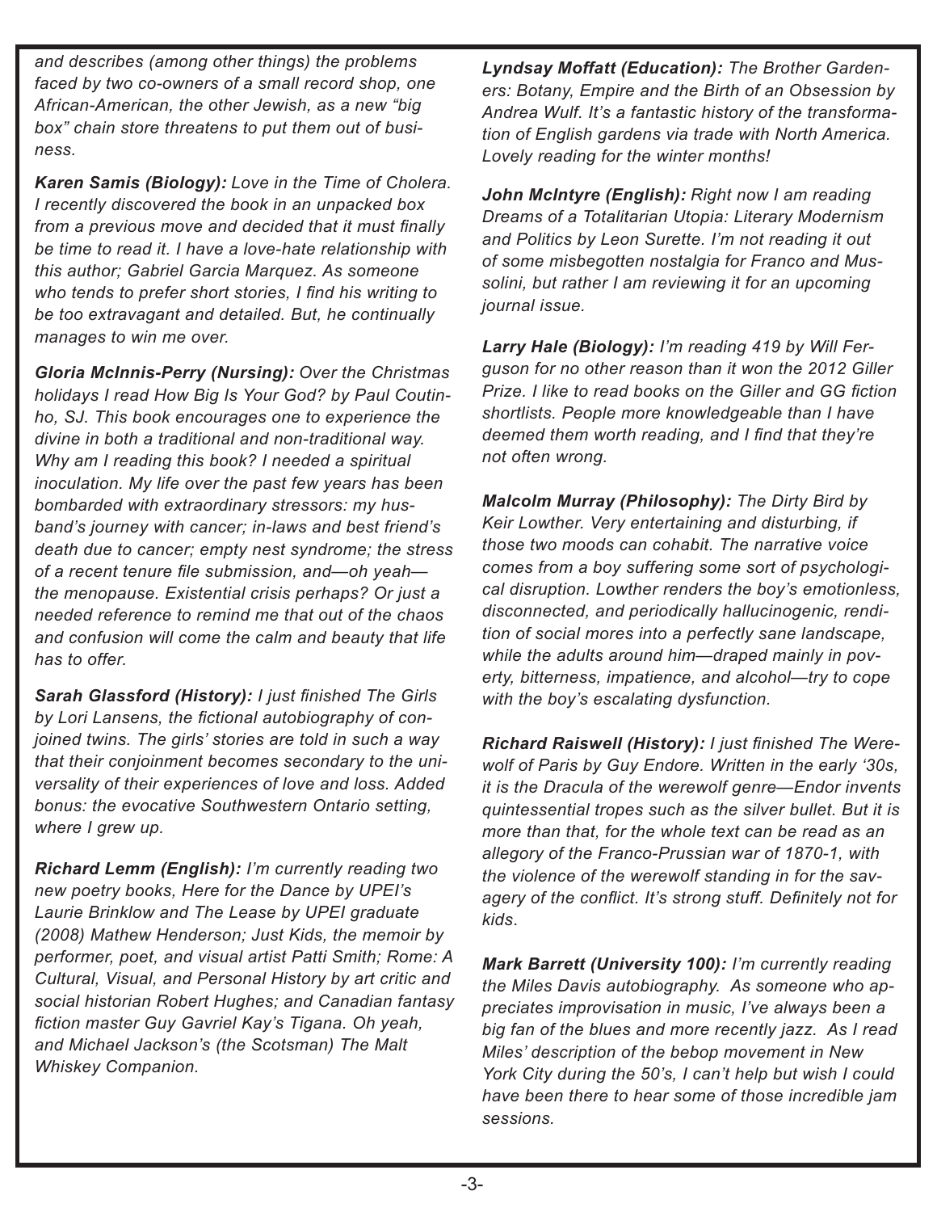*and describes (among other things) the problems faced by two co-owners of a small record shop, one African-American, the other Jewish, as a new "big box" chain store threatens to put them out of business.*

***Karen Samis (Biology):*** *Love in the Time of Cholera. I recently discovered the book in an unpacked box from a previous move and decided that it must finally be time to read it. I have a love-hate relationship with this author; Gabriel Garcia Marquez. As someone who tends to prefer short stories, I find his writing to be too extravagant and detailed. But, he continually manages to win me over.*

***Gloria McInnis-Perry (Nursing):*** *Over the Christmas holidays I read How Big Is Your God? by Paul Coutinho, SJ. This book encourages one to experience the divine in both a traditional and non-traditional way. Why am I reading this book? I needed a spiritual inoculation. My life over the past few years has been bombarded with extraordinary stressors: my husband's journey with cancer; in-laws and best friend's death due to cancer; empty nest syndrome; the stress of a recent tenure file submission, and—oh yeah—the menopause. Existential crisis perhaps? Or just a needed reference to remind me that out of the chaos and confusion will come the calm and beauty that life has to offer.*

***Sarah Glassford (History):*** *I just finished The Girls by Lori Lansens, the fictional autobiography of conjoined twins. The girls' stories are told in such a way that their conjoinment becomes secondary to the universality of their experiences of love and loss. Added bonus: the evocative Southwestern Ontario setting, where I grew up.*

***Richard Lemm (English):*** *I'm currently reading two new poetry books, Here for the Dance by UPEI's Laurie Brinklow and The Lease by UPEI graduate (2008) Mathew Henderson; Just Kids, the memoir by performer, poet, and visual artist Patti Smith; Rome: A Cultural, Visual, and Personal History by art critic and social historian Robert Hughes; and Canadian fantasy fiction master Guy Gavriel Kay's Tigana. Oh yeah, and Michael Jackson's (the Scotsman) The Malt Whiskey Companion.*

***Lyndsay Moffatt (Education):*** *The Brother Gardeners: Botany, Empire and the Birth of an Obsession by Andrea Wulf. It's a fantastic history of the transformation of English gardens via trade with North America. Lovely reading for the winter months!*

***John McIntyre (English):*** *Right now I am reading Dreams of a Totalitarian Utopia: Literary Modernism and Politics by Leon Surette. I'm not reading it out of some misbegotten nostalgia for Franco and Mussolini, but rather I am reviewing it for an upcoming journal issue.*

***Larry Hale (Biology):*** *I'm reading 419 by Will Ferguson for no other reason than it won the 2012 Giller Prize. I like to read books on the Giller and GG fiction shortlists. People more knowledgeable than I have deemed them worth reading, and I find that they're not often wrong.*

***Malcolm Murray (Philosophy):*** *The Dirty Bird by Keir Lowther. Very entertaining and disturbing, if those two moods can cohabit. The narrative voice comes from a boy suffering some sort of psychological disruption. Lowther renders the boy's emotionless, disconnected, and periodically hallucinogenic, rendition of social mores into a perfectly sane landscape, while the adults around him—draped mainly in poverty, bitterness, impatience, and alcohol—try to cope with the boy's escalating dysfunction.*

***Richard Raiswell (History):*** *I just finished The Werewolf of Paris by Guy Endore. Written in the early '30s, it is the Dracula of the werewolf genre—Endor invents quintessential tropes such as the silver bullet. But it is more than that, for the whole text can be read as an allegory of the Franco-Prussian war of 1870-1, with the violence of the werewolf standing in for the savagery of the conflict. It's strong stuff. Definitely not for kids.*

***Mark Barrett (University 100):*** *I'm currently reading the Miles Davis autobiography. As someone who appreciates improvisation in music, I've always been a big fan of the blues and more recently jazz. As I read Miles' description of the bebop movement in New York City during the 50's, I can't help but wish I could have been there to hear some of those incredible jam sessions.*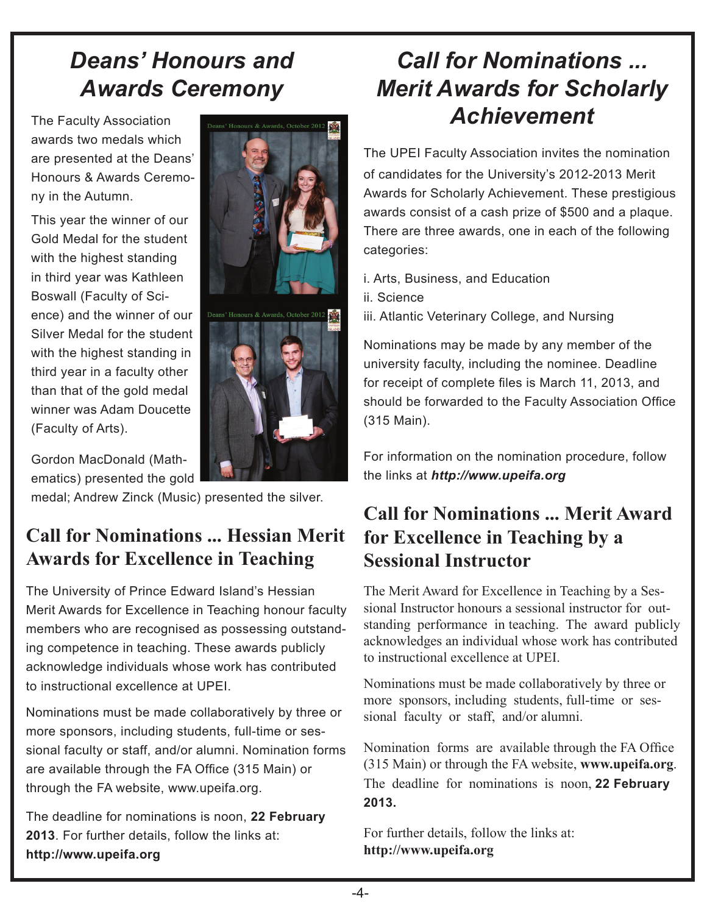# *Deans' Honours and Awards Ceremony*

The Faculty Association awards two medals which are presented at the Deans' Honours & Awards Ceremony in the Autumn.

This year the winner of our Gold Medal for the student with the highest standing in third year was Kathleen Boswall (Faculty of Science) and the winner of our Silver Medal for the student with the highest standing in third year in a faculty other than that of the gold medal winner was Adam Doucette (Faculty of Arts).

Gordon MacDonald (Mathematics) presented the gold medal; Andrew Zinck (Music) presented the silver.

## Call for Nominations ... Hessian Merit Awards for Excellence in Teaching

The University of Prince Edward Island's Hessian Merit Awards for Excellence in Teaching honour faculty members who are recognised as possessing outstanding competence in teaching. These awards publicly acknowledge individuals whose work has contributed to instructional excellence at UPEI.

Nominations must be made collaboratively by three or more sponsors, including students, full-time or sessional faculty or staff, and/or alumni. Nomination forms are available through the FA Office (315 Main) or through the FA website, www.upeifa.org.

The deadline for nominations is noon, **22 February 2013**. For further details, follow the links at: **http://www.upeifa.org**

# *Call for Nominations ... Merit Awards for Scholarly Achievement*

The UPEI Faculty Association invites the nomination of candidates for the University's 2012-2013 Merit Awards for Scholarly Achievement. These prestigious awards consist of a cash prize of $500 and a plaque. There are three awards, one in each of the following categories:

i. Arts, Business, and Education
ii. Science
iii. Atlantic Veterinary College, and Nursing

Nominations may be made by any member of the university faculty, including the nominee. Deadline for receipt of complete files is March 11, 2013, and should be forwarded to the Faculty Association Office (315 Main).

For information on the nomination procedure, follow the links at ***http://www.upeifa.org***

## Call for Nominations ... Merit Award for Excellence in Teaching by a Sessional Instructor

The Merit Award for Excellence in Teaching by a Sessional Instructor honours a sessional instructor for outstanding performance in teaching. The award publicly acknowledges an individual whose work has contributed to instructional excellence at UPEI.

Nominations must be made collaboratively by three or more sponsors, including students, full-time or sessional faculty or staff, and/or alumni.

Nomination forms are available through the FA Office (315 Main) or through the FA website, **www.upeifa.org**. The deadline for nominations is noon, **22 February 2013.**

For further details, follow the links at: **http://www.upeifa.org**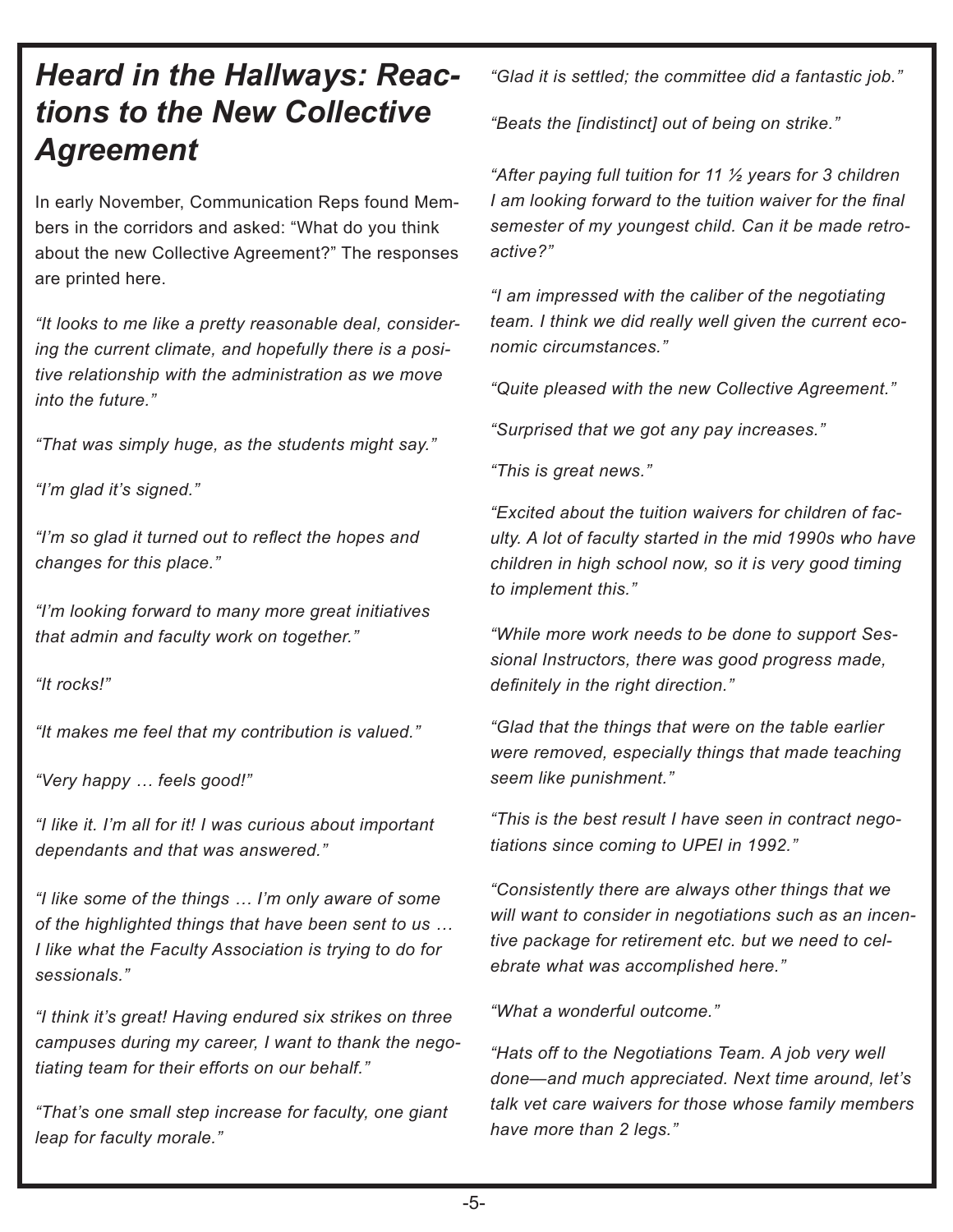## *Heard in the Hallways: Reactions to the New Collective Agreement*

In early November, Communication Reps found Members in the corridors and asked: "What do you think about the new Collective Agreement?" The responses are printed here.

*"It looks to me like a pretty reasonable deal, considering the current climate, and hopefully there is a positive relationship with the administration as we move into the future."*

*"That was simply huge, as the students might say."*

*"I'm glad it's signed."*

*"I'm so glad it turned out to reflect the hopes and changes for this place."*

*"I'm looking forward to many more great initiatives that admin and faculty work on together."*

*"It rocks!"*

*"It makes me feel that my contribution is valued."*

*"Very happy … feels good!"*

*"I like it. I'm all for it! I was curious about important dependants and that was answered."*

*"I like some of the things … I'm only aware of some of the highlighted things that have been sent to us … I like what the Faculty Association is trying to do for sessionals."*

*"I think it's great! Having endured six strikes on three campuses during my career, I want to thank the negotiating team for their efforts on our behalf."*

*"That's one small step increase for faculty, one giant leap for faculty morale."*

*"Glad it is settled; the committee did a fantastic job."*

*"Beats the [indistinct] out of being on strike."*

*"After paying full tuition for 11 ½ years for 3 children I am looking forward to the tuition waiver for the final semester of my youngest child. Can it be made retroactive?"*

*"I am impressed with the caliber of the negotiating team. I think we did really well given the current economic circumstances."*

*"Quite pleased with the new Collective Agreement."*

*"Surprised that we got any pay increases."*

*"This is great news."*

*"Excited about the tuition waivers for children of faculty. A lot of faculty started in the mid 1990s who have children in high school now, so it is very good timing to implement this."*

*"While more work needs to be done to support Sessional Instructors, there was good progress made, definitely in the right direction."*

*"Glad that the things that were on the table earlier were removed, especially things that made teaching seem like punishment."*

*"This is the best result I have seen in contract negotiations since coming to UPEI in 1992."*

*"Consistently there are always other things that we will want to consider in negotiations such as an incentive package for retirement etc. but we need to celebrate what was accomplished here."*

*"What a wonderful outcome."*

*"Hats off to the Negotiations Team. A job very well done—and much appreciated. Next time around, let's talk vet care waivers for those whose family members have more than 2 legs."*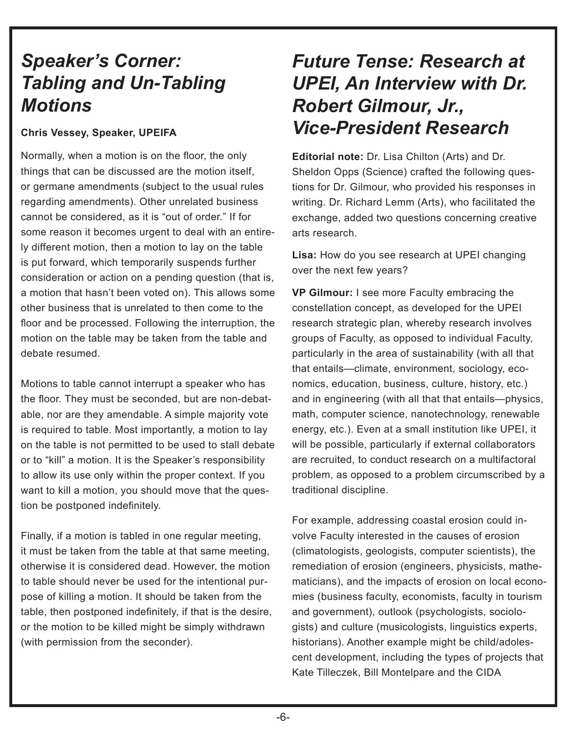## *Speaker's Corner: Tabling and Un-Tabling Motions*

**Chris Vessey, Speaker, UPEIFA**

Normally, when a motion is on the floor, the only things that can be discussed are the motion itself, or germane amendments (subject to the usual rules regarding amendments). Other unrelated business cannot be considered, as it is "out of order." If for some reason it becomes urgent to deal with an entirely different motion, then a motion to lay on the table is put forward, which temporarily suspends further consideration or action on a pending question (that is, a motion that hasn't been voted on). This allows some other business that is unrelated to then come to the floor and be processed. Following the interruption, the motion on the table may be taken from the table and debate resumed.

Motions to table cannot interrupt a speaker who has the floor. They must be seconded, but are non-debatable, nor are they amendable. A simple majority vote is required to table. Most importantly, a motion to lay on the table is not permitted to be used to stall debate or to "kill" a motion. It is the Speaker's responsibility to allow its use only within the proper context. If you want to kill a motion, you should move that the question be postponed indefinitely.

Finally, if a motion is tabled in one regular meeting, it must be taken from the table at that same meeting, otherwise it is considered dead. However, the motion to table should never be used for the intentional purpose of killing a motion. It should be taken from the table, then postponed indefinitely, if that is the desire, or the motion to be killed might be simply withdrawn (with permission from the seconder).

## *Future Tense: Research at UPEI, An Interview with Dr. Robert Gilmour, Jr., Vice-President Research*

**Editorial note:** Dr. Lisa Chilton (Arts) and Dr. Sheldon Opps (Science) crafted the following questions for Dr. Gilmour, who provided his responses in writing. Dr. Richard Lemm (Arts), who facilitated the exchange, added two questions concerning creative arts research.

**Lisa:** How do you see research at UPEI changing over the next few years?

**VP Gilmour:** I see more Faculty embracing the constellation concept, as developed for the UPEI research strategic plan, whereby research involves groups of Faculty, as opposed to individual Faculty, particularly in the area of sustainability (with all that that entails—climate, environment, sociology, economics, education, business, culture, history, etc.) and in engineering (with all that that entails—physics, math, computer science, nanotechnology, renewable energy, etc.). Even at a small institution like UPEI, it will be possible, particularly if external collaborators are recruited, to conduct research on a multifactoral problem, as opposed to a problem circumscribed by a traditional discipline.

For example, addressing coastal erosion could involve Faculty interested in the causes of erosion (climatologists, geologists, computer scientists), the remediation of erosion (engineers, physicists, mathematicians), and the impacts of erosion on local economies (business faculty, economists, faculty in tourism and government), outlook (psychologists, sociologists) and culture (musicologists, linguistics experts, historians). Another example might be child/adolescent development, including the types of projects that Kate Tilleczek, Bill Montelpare and the CIDA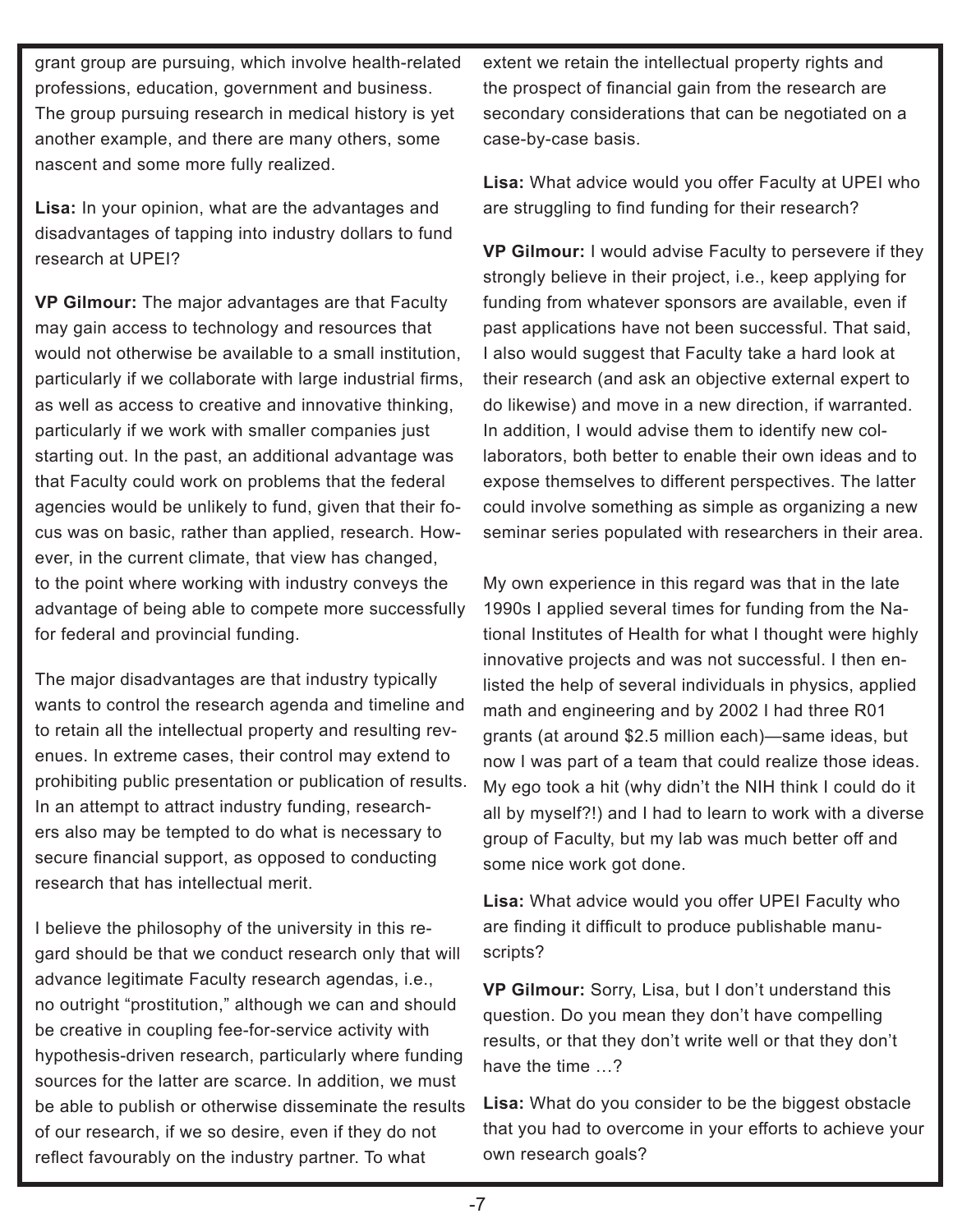grant group are pursuing, which involve health-related professions, education, government and business. The group pursuing research in medical history is yet another example, and there are many others, some nascent and some more fully realized.

**Lisa:** In your opinion, what are the advantages and disadvantages of tapping into industry dollars to fund research at UPEI?

**VP Gilmour:** The major advantages are that Faculty may gain access to technology and resources that would not otherwise be available to a small institution, particularly if we collaborate with large industrial firms, as well as access to creative and innovative thinking, particularly if we work with smaller companies just starting out. In the past, an additional advantage was that Faculty could work on problems that the federal agencies would be unlikely to fund, given that their focus was on basic, rather than applied, research. However, in the current climate, that view has changed, to the point where working with industry conveys the advantage of being able to compete more successfully for federal and provincial funding.

The major disadvantages are that industry typically wants to control the research agenda and timeline and to retain all the intellectual property and resulting revenues. In extreme cases, their control may extend to prohibiting public presentation or publication of results. In an attempt to attract industry funding, researchers also may be tempted to do what is necessary to secure financial support, as opposed to conducting research that has intellectual merit.

I believe the philosophy of the university in this regard should be that we conduct research only that will advance legitimate Faculty research agendas, i.e., no outright "prostitution," although we can and should be creative in coupling fee-for-service activity with hypothesis-driven research, particularly where funding sources for the latter are scarce. In addition, we must be able to publish or otherwise disseminate the results of our research, if we so desire, even if they do not reflect favourably on the industry partner. To what extent we retain the intellectual property rights and the prospect of financial gain from the research are secondary considerations that can be negotiated on a case-by-case basis.

**Lisa:** What advice would you offer Faculty at UPEI who are struggling to find funding for their research?

**VP Gilmour:** I would advise Faculty to persevere if they strongly believe in their project, i.e., keep applying for funding from whatever sponsors are available, even if past applications have not been successful. That said, I also would suggest that Faculty take a hard look at their research (and ask an objective external expert to do likewise) and move in a new direction, if warranted. In addition, I would advise them to identify new collaborators, both better to enable their own ideas and to expose themselves to different perspectives. The latter could involve something as simple as organizing a new seminar series populated with researchers in their area.

My own experience in this regard was that in the late 1990s I applied several times for funding from the National Institutes of Health for what I thought were highly innovative projects and was not successful. I then enlisted the help of several individuals in physics, applied math and engineering and by 2002 I had three R01 grants (at around $2.5 million each)—same ideas, but now I was part of a team that could realize those ideas. My ego took a hit (why didn't the NIH think I could do it all by myself?!) and I had to learn to work with a diverse group of Faculty, but my lab was much better off and some nice work got done.

**Lisa:** What advice would you offer UPEI Faculty who are finding it difficult to produce publishable manuscripts?

**VP Gilmour:** Sorry, Lisa, but I don't understand this question. Do you mean they don't have compelling results, or that they don't write well or that they don't have the time …?

**Lisa:** What do you consider to be the biggest obstacle that you had to overcome in your efforts to achieve your own research goals?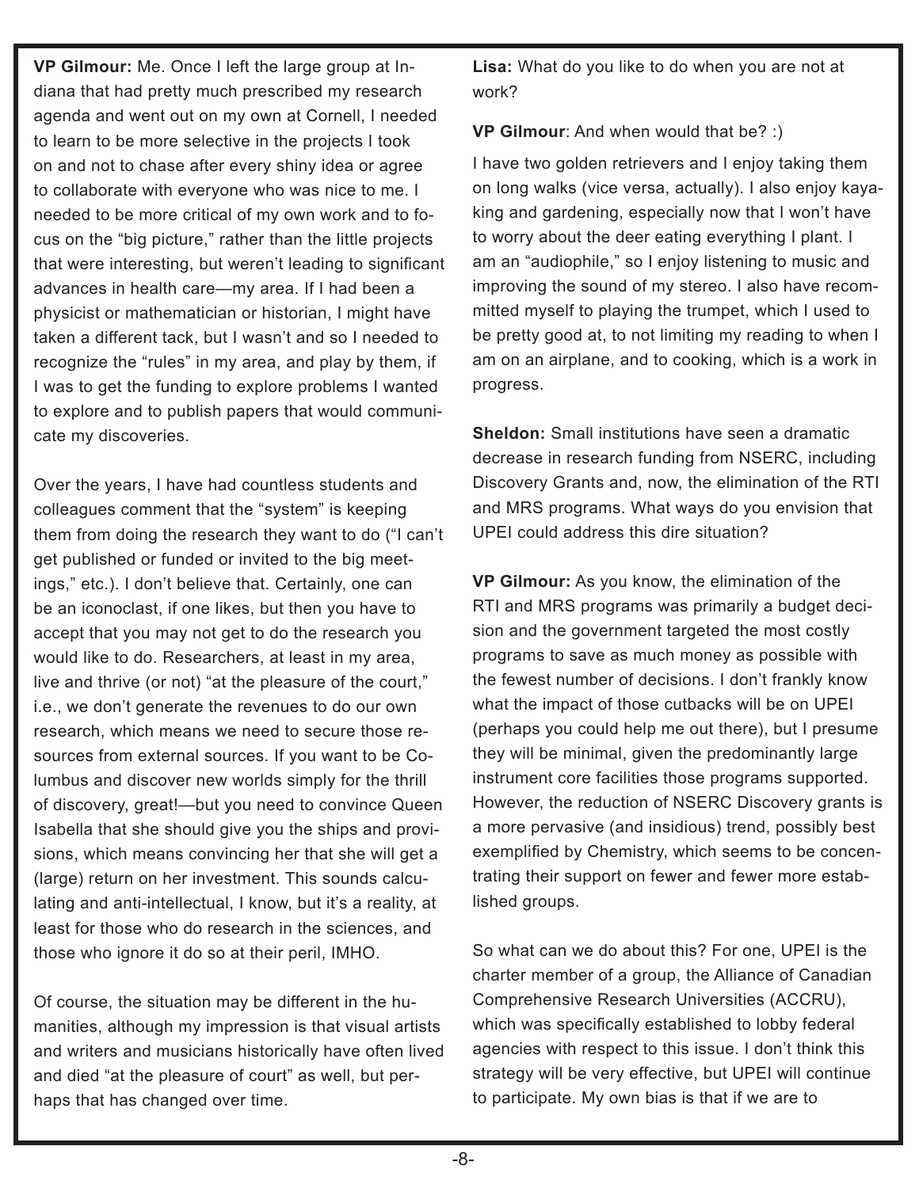**VP Gilmour:** Me. Once I left the large group at Indiana that had pretty much prescribed my research agenda and went out on my own at Cornell, I needed to learn to be more selective in the projects I took on and not to chase after every shiny idea or agree to collaborate with everyone who was nice to me. I needed to be more critical of my own work and to focus on the "big picture," rather than the little projects that were interesting, but weren't leading to significant advances in health care—my area. If I had been a physicist or mathematician or historian, I might have taken a different tack, but I wasn't and so I needed to recognize the "rules" in my area, and play by them, if I was to get the funding to explore problems I wanted to explore and to publish papers that would communicate my discoveries.

Over the years, I have had countless students and colleagues comment that the "system" is keeping them from doing the research they want to do ("I can't get published or funded or invited to the big meetings," etc.). I don't believe that. Certainly, one can be an iconoclast, if one likes, but then you have to accept that you may not get to do the research you would like to do. Researchers, at least in my area, live and thrive (or not) "at the pleasure of the court," i.e., we don't generate the revenues to do our own research, which means we need to secure those resources from external sources. If you want to be Columbus and discover new worlds simply for the thrill of discovery, great!—but you need to convince Queen Isabella that she should give you the ships and provisions, which means convincing her that she will get a (large) return on her investment. This sounds calculating and anti-intellectual, I know, but it's a reality, at least for those who do research in the sciences, and those who ignore it do so at their peril, IMHO.

Of course, the situation may be different in the humanities, although my impression is that visual artists and writers and musicians historically have often lived and died "at the pleasure of court" as well, but perhaps that has changed over time.

**Lisa:** What do you like to do when you are not at work?

**VP Gilmour**: And when would that be? :)

I have two golden retrievers and I enjoy taking them on long walks (vice versa, actually). I also enjoy kayaking and gardening, especially now that I won't have to worry about the deer eating everything I plant. I am an "audiophile," so I enjoy listening to music and improving the sound of my stereo. I also have recommitted myself to playing the trumpet, which I used to be pretty good at, to not limiting my reading to when I am on an airplane, and to cooking, which is a work in progress.

**Sheldon:** Small institutions have seen a dramatic decrease in research funding from NSERC, including Discovery Grants and, now, the elimination of the RTI and MRS programs. What ways do you envision that UPEI could address this dire situation?

**VP Gilmour:** As you know, the elimination of the RTI and MRS programs was primarily a budget decision and the government targeted the most costly programs to save as much money as possible with the fewest number of decisions. I don't frankly know what the impact of those cutbacks will be on UPEI (perhaps you could help me out there), but I presume they will be minimal, given the predominantly large instrument core facilities those programs supported. However, the reduction of NSERC Discovery grants is a more pervasive (and insidious) trend, possibly best exemplified by Chemistry, which seems to be concentrating their support on fewer and fewer more established groups.

So what can we do about this? For one, UPEI is the charter member of a group, the Alliance of Canadian Comprehensive Research Universities (ACCRU), which was specifically established to lobby federal agencies with respect to this issue. I don't think this strategy will be very effective, but UPEI will continue to participate. My own bias is that if we are to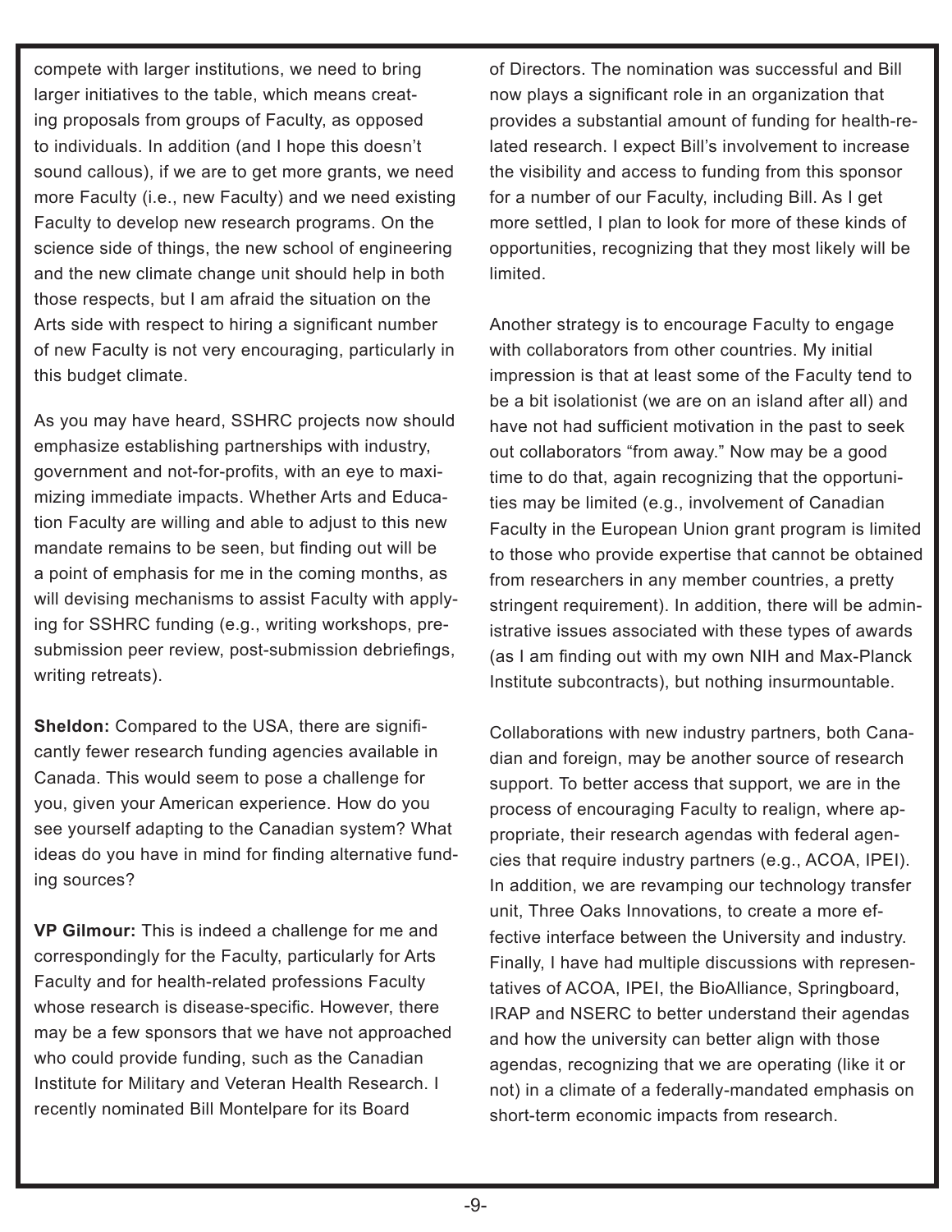compete with larger institutions, we need to bring larger initiatives to the table, which means creating proposals from groups of Faculty, as opposed to individuals. In addition (and I hope this doesn't sound callous), if we are to get more grants, we need more Faculty (i.e., new Faculty) and we need existing Faculty to develop new research programs. On the science side of things, the new school of engineering and the new climate change unit should help in both those respects, but I am afraid the situation on the Arts side with respect to hiring a significant number of new Faculty is not very encouraging, particularly in this budget climate.

As you may have heard, SSHRC projects now should emphasize establishing partnerships with industry, government and not-for-profits, with an eye to maximizing immediate impacts. Whether Arts and Education Faculty are willing and able to adjust to this new mandate remains to be seen, but finding out will be a point of emphasis for me in the coming months, as will devising mechanisms to assist Faculty with applying for SSHRC funding (e.g., writing workshops, pre-submission peer review, post-submission debriefings, writing retreats).

**Sheldon:** Compared to the USA, there are significantly fewer research funding agencies available in Canada. This would seem to pose a challenge for you, given your American experience. How do you see yourself adapting to the Canadian system? What ideas do you have in mind for finding alternative funding sources?

**VP Gilmour:** This is indeed a challenge for me and correspondingly for the Faculty, particularly for Arts Faculty and for health-related professions Faculty whose research is disease-specific. However, there may be a few sponsors that we have not approached who could provide funding, such as the Canadian Institute for Military and Veteran Health Research. I recently nominated Bill Montelpare for its Board of Directors. The nomination was successful and Bill now plays a significant role in an organization that provides a substantial amount of funding for health-related research. I expect Bill's involvement to increase the visibility and access to funding from this sponsor for a number of our Faculty, including Bill. As I get more settled, I plan to look for more of these kinds of opportunities, recognizing that they most likely will be limited.

Another strategy is to encourage Faculty to engage with collaborators from other countries. My initial impression is that at least some of the Faculty tend to be a bit isolationist (we are on an island after all) and have not had sufficient motivation in the past to seek out collaborators "from away." Now may be a good time to do that, again recognizing that the opportunities may be limited (e.g., involvement of Canadian Faculty in the European Union grant program is limited to those who provide expertise that cannot be obtained from researchers in any member countries, a pretty stringent requirement). In addition, there will be administrative issues associated with these types of awards (as I am finding out with my own NIH and Max-Planck Institute subcontracts), but nothing insurmountable.

Collaborations with new industry partners, both Canadian and foreign, may be another source of research support. To better access that support, we are in the process of encouraging Faculty to realign, where appropriate, their research agendas with federal agencies that require industry partners (e.g., ACOA, IPEI). In addition, we are revamping our technology transfer unit, Three Oaks Innovations, to create a more effective interface between the University and industry. Finally, I have had multiple discussions with representatives of ACOA, IPEI, the BioAlliance, Springboard, IRAP and NSERC to better understand their agendas and how the university can better align with those agendas, recognizing that we are operating (like it or not) in a climate of a federally-mandated emphasis on short-term economic impacts from research.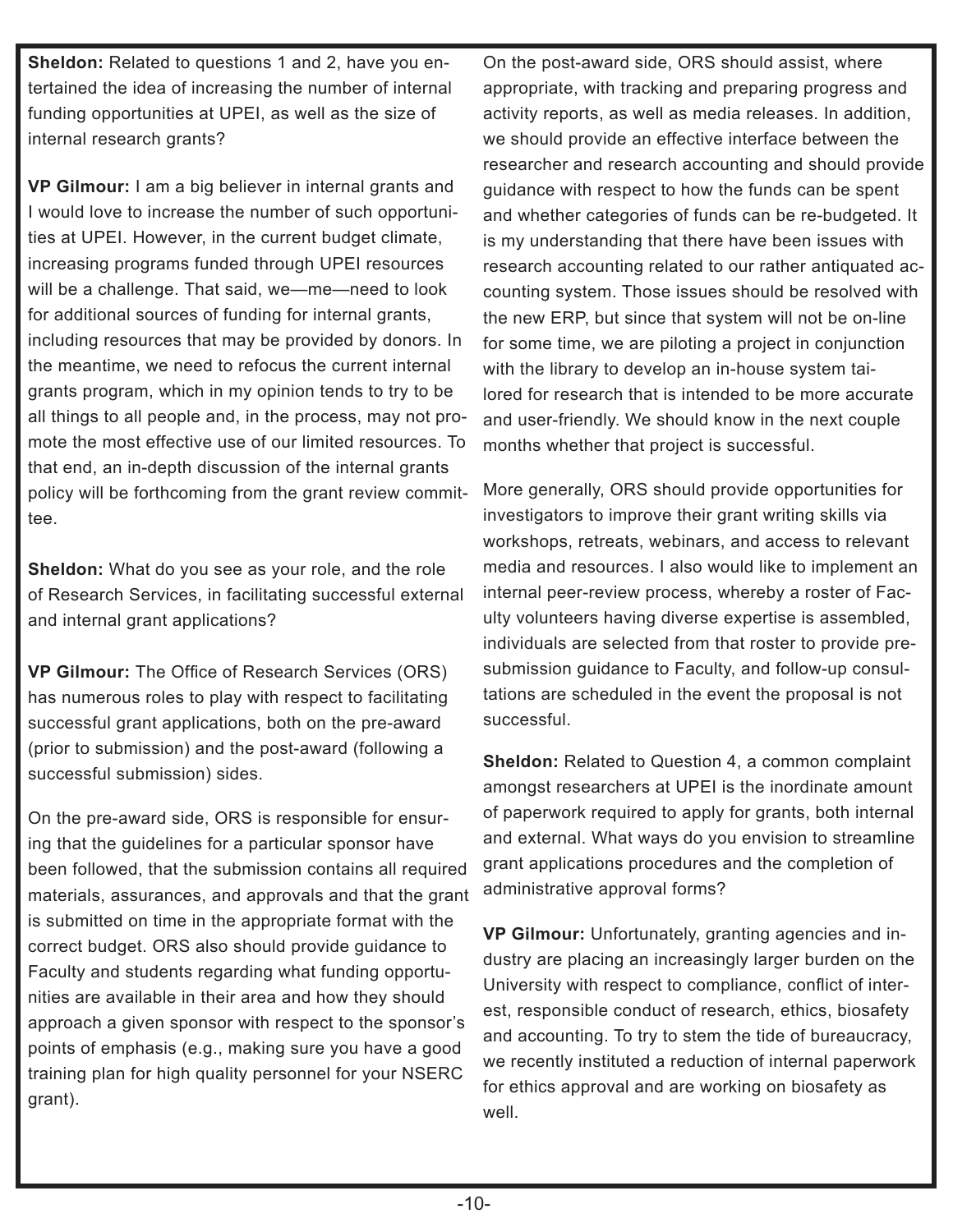**Sheldon:** Related to questions 1 and 2, have you entertained the idea of increasing the number of internal funding opportunities at UPEI, as well as the size of internal research grants?

**VP Gilmour:** I am a big believer in internal grants and I would love to increase the number of such opportunities at UPEI. However, in the current budget climate, increasing programs funded through UPEI resources will be a challenge. That said, we—me—need to look for additional sources of funding for internal grants, including resources that may be provided by donors. In the meantime, we need to refocus the current internal grants program, which in my opinion tends to try to be all things to all people and, in the process, may not promote the most effective use of our limited resources. To that end, an in-depth discussion of the internal grants policy will be forthcoming from the grant review committee.

**Sheldon:** What do you see as your role, and the role of Research Services, in facilitating successful external and internal grant applications?

**VP Gilmour:** The Office of Research Services (ORS) has numerous roles to play with respect to facilitating successful grant applications, both on the pre-award (prior to submission) and the post-award (following a successful submission) sides.

On the pre-award side, ORS is responsible for ensuring that the guidelines for a particular sponsor have been followed, that the submission contains all required materials, assurances, and approvals and that the grant is submitted on time in the appropriate format with the correct budget. ORS also should provide guidance to Faculty and students regarding what funding opportunities are available in their area and how they should approach a given sponsor with respect to the sponsor's points of emphasis (e.g., making sure you have a good training plan for high quality personnel for your NSERC grant).

On the post-award side, ORS should assist, where appropriate, with tracking and preparing progress and activity reports, as well as media releases. In addition, we should provide an effective interface between the researcher and research accounting and should provide guidance with respect to how the funds can be spent and whether categories of funds can be re-budgeted. It is my understanding that there have been issues with research accounting related to our rather antiquated accounting system. Those issues should be resolved with the new ERP, but since that system will not be on-line for some time, we are piloting a project in conjunction with the library to develop an in-house system tailored for research that is intended to be more accurate and user-friendly. We should know in the next couple months whether that project is successful.

More generally, ORS should provide opportunities for investigators to improve their grant writing skills via workshops, retreats, webinars, and access to relevant media and resources. I also would like to implement an internal peer-review process, whereby a roster of Faculty volunteers having diverse expertise is assembled, individuals are selected from that roster to provide pre-submission guidance to Faculty, and follow-up consultations are scheduled in the event the proposal is not successful.

**Sheldon:** Related to Question 4, a common complaint amongst researchers at UPEI is the inordinate amount of paperwork required to apply for grants, both internal and external. What ways do you envision to streamline grant applications procedures and the completion of administrative approval forms?

**VP Gilmour:** Unfortunately, granting agencies and industry are placing an increasingly larger burden on the University with respect to compliance, conflict of interest, responsible conduct of research, ethics, biosafety and accounting. To try to stem the tide of bureaucracy, we recently instituted a reduction of internal paperwork for ethics approval and are working on biosafety as well.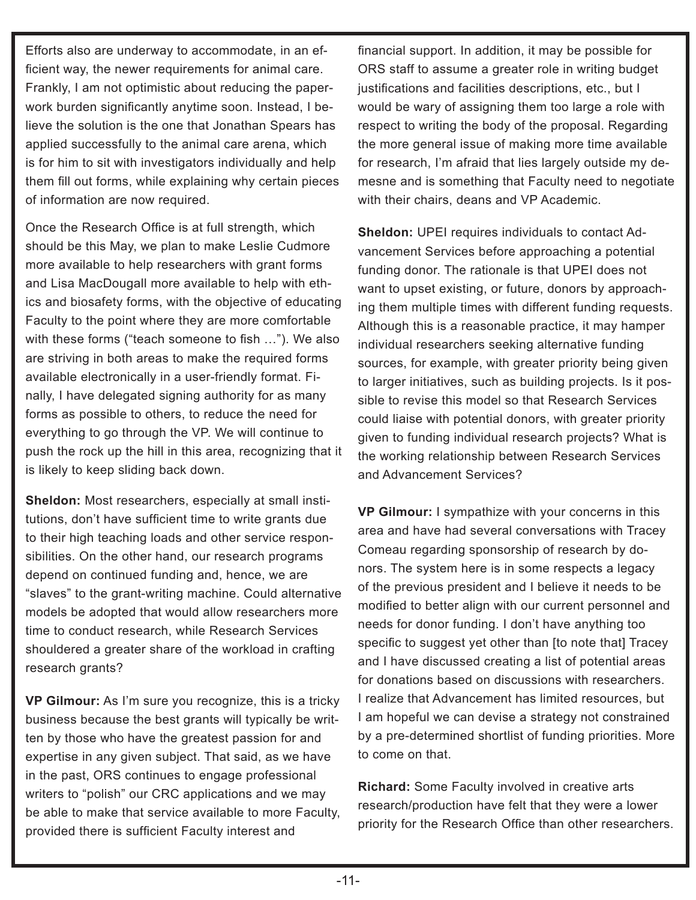Efforts also are underway to accommodate, in an efficient way, the newer requirements for animal care. Frankly, I am not optimistic about reducing the paperwork burden significantly anytime soon. Instead, I believe the solution is the one that Jonathan Spears has applied successfully to the animal care arena, which is for him to sit with investigators individually and help them fill out forms, while explaining why certain pieces of information are now required.

Once the Research Office is at full strength, which should be this May, we plan to make Leslie Cudmore more available to help researchers with grant forms and Lisa MacDougall more available to help with ethics and biosafety forms, with the objective of educating Faculty to the point where they are more comfortable with these forms ("teach someone to fish …"). We also are striving in both areas to make the required forms available electronically in a user-friendly format. Finally, I have delegated signing authority for as many forms as possible to others, to reduce the need for everything to go through the VP. We will continue to push the rock up the hill in this area, recognizing that it is likely to keep sliding back down.

**Sheldon:** Most researchers, especially at small institutions, don't have sufficient time to write grants due to their high teaching loads and other service responsibilities. On the other hand, our research programs depend on continued funding and, hence, we are "slaves" to the grant-writing machine. Could alternative models be adopted that would allow researchers more time to conduct research, while Research Services shouldered a greater share of the workload in crafting research grants?

**VP Gilmour:** As I'm sure you recognize, this is a tricky business because the best grants will typically be written by those who have the greatest passion for and expertise in any given subject. That said, as we have in the past, ORS continues to engage professional writers to "polish" our CRC applications and we may be able to make that service available to more Faculty, provided there is sufficient Faculty interest and financial support. In addition, it may be possible for ORS staff to assume a greater role in writing budget justifications and facilities descriptions, etc., but I would be wary of assigning them too large a role with respect to writing the body of the proposal. Regarding the more general issue of making more time available for research, I'm afraid that lies largely outside my demesne and is something that Faculty need to negotiate with their chairs, deans and VP Academic.

**Sheldon:** UPEI requires individuals to contact Advancement Services before approaching a potential funding donor. The rationale is that UPEI does not want to upset existing, or future, donors by approaching them multiple times with different funding requests. Although this is a reasonable practice, it may hamper individual researchers seeking alternative funding sources, for example, with greater priority being given to larger initiatives, such as building projects. Is it possible to revise this model so that Research Services could liaise with potential donors, with greater priority given to funding individual research projects? What is the working relationship between Research Services and Advancement Services?

**VP Gilmour:** I sympathize with your concerns in this area and have had several conversations with Tracey Comeau regarding sponsorship of research by donors. The system here is in some respects a legacy of the previous president and I believe it needs to be modified to better align with our current personnel and needs for donor funding. I don't have anything too specific to suggest yet other than [to note that] Tracey and I have discussed creating a list of potential areas for donations based on discussions with researchers. I realize that Advancement has limited resources, but I am hopeful we can devise a strategy not constrained by a pre-determined shortlist of funding priorities. More to come on that.

**Richard:** Some Faculty involved in creative arts research/production have felt that they were a lower priority for the Research Office than other researchers.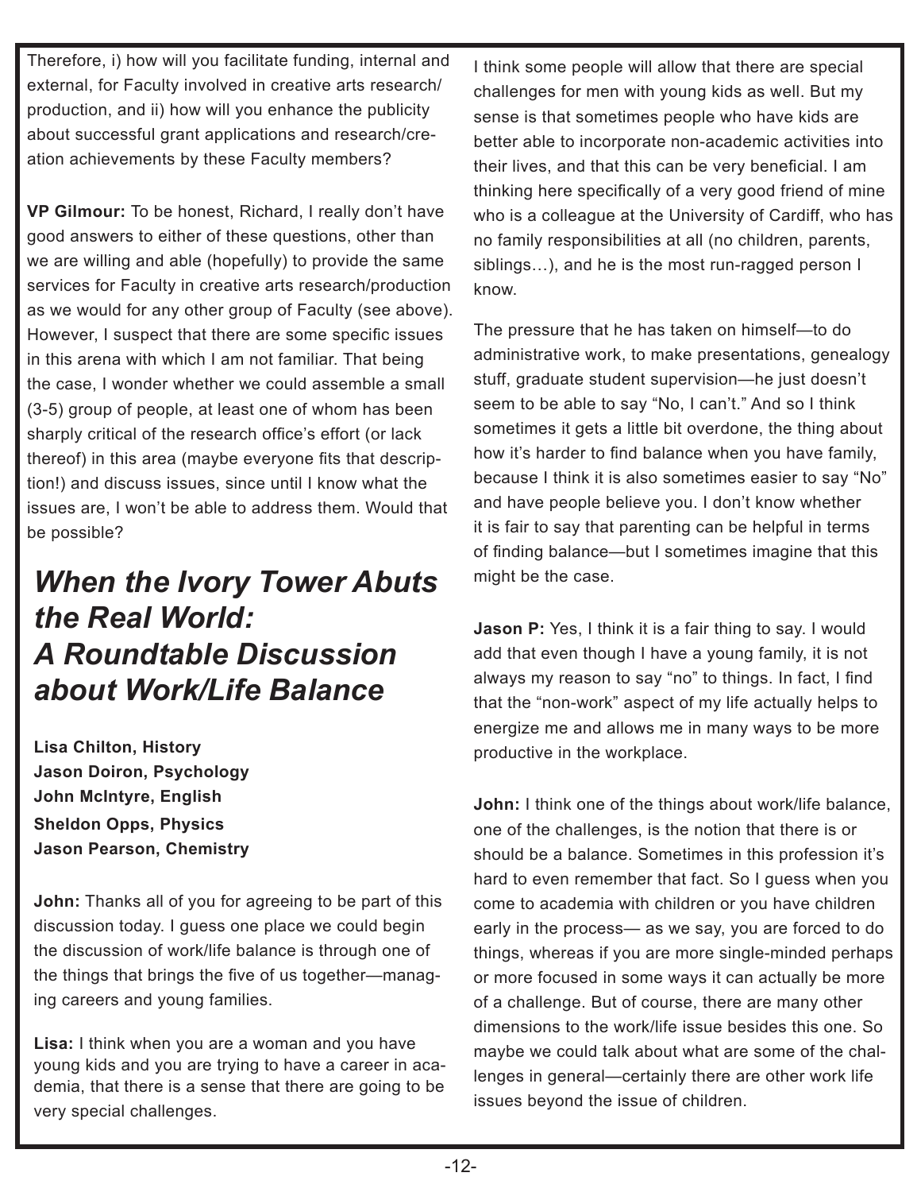Therefore, i) how will you facilitate funding, internal and external, for Faculty involved in creative arts research/production, and ii) how will you enhance the publicity about successful grant applications and research/creation achievements by these Faculty members?

**VP Gilmour:** To be honest, Richard, I really don't have good answers to either of these questions, other than we are willing and able (hopefully) to provide the same services for Faculty in creative arts research/production as we would for any other group of Faculty (see above). However, I suspect that there are some specific issues in this arena with which I am not familiar. That being the case, I wonder whether we could assemble a small (3-5) group of people, at least one of whom has been sharply critical of the research office's effort (or lack thereof) in this area (maybe everyone fits that description!) and discuss issues, since until I know what the issues are, I won't be able to address them. Would that be possible?

## *When the Ivory Tower Abuts the Real World: A Roundtable Discussion about Work/Life Balance*

**Lisa Chilton, History**
**Jason Doiron, Psychology**
**John McIntyre, English**
**Sheldon Opps, Physics**
**Jason Pearson, Chemistry**

**John:** Thanks all of you for agreeing to be part of this discussion today. I guess one place we could begin the discussion of work/life balance is through one of the things that brings the five of us together—managing careers and young families.

**Lisa:** I think when you are a woman and you have young kids and you are trying to have a career in academia, that there is a sense that there are going to be very special challenges.

I think some people will allow that there are special challenges for men with young kids as well. But my sense is that sometimes people who have kids are better able to incorporate non-academic activities into their lives, and that this can be very beneficial. I am thinking here specifically of a very good friend of mine who is a colleague at the University of Cardiff, who has no family responsibilities at all (no children, parents, siblings…), and he is the most run-ragged person I know.

The pressure that he has taken on himself—to do administrative work, to make presentations, genealogy stuff, graduate student supervision—he just doesn't seem to be able to say "No, I can't." And so I think sometimes it gets a little bit overdone, the thing about how it's harder to find balance when you have family, because I think it is also sometimes easier to say "No" and have people believe you. I don't know whether it is fair to say that parenting can be helpful in terms of finding balance—but I sometimes imagine that this might be the case.

**Jason P:** Yes, I think it is a fair thing to say. I would add that even though I have a young family, it is not always my reason to say "no" to things. In fact, I find that the "non-work" aspect of my life actually helps to energize me and allows me in many ways to be more productive in the workplace.

**John:** I think one of the things about work/life balance, one of the challenges, is the notion that there is or should be a balance. Sometimes in this profession it's hard to even remember that fact. So I guess when you come to academia with children or you have children early in the process— as we say, you are forced to do things, whereas if you are more single-minded perhaps or more focused in some ways it can actually be more of a challenge. But of course, there are many other dimensions to the work/life issue besides this one. So maybe we could talk about what are some of the challenges in general—certainly there are other work life issues beyond the issue of children.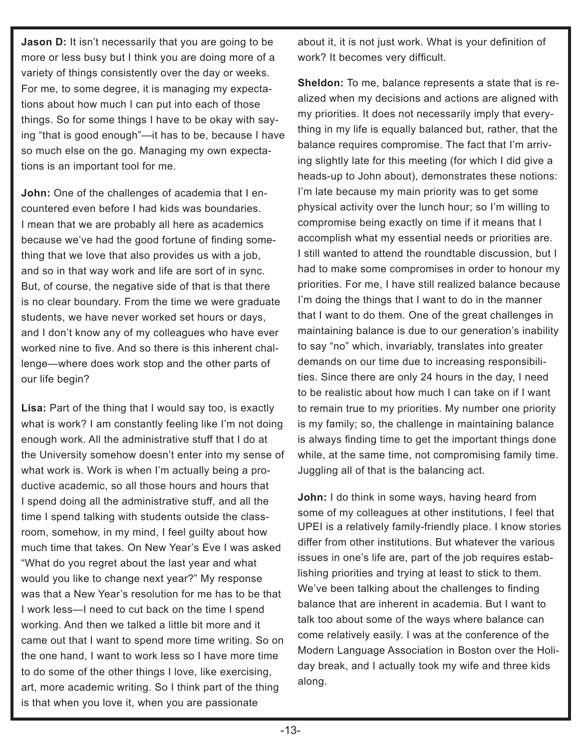**Jason D:** It isn't necessarily that you are going to be more or less busy but I think you are doing more of a variety of things consistently over the day or weeks. For me, to some degree, it is managing my expectations about how much I can put into each of those things. So for some things I have to be okay with saying "that is good enough"—it has to be, because I have so much else on the go. Managing my own expectations is an important tool for me.

**John:** One of the challenges of academia that I encountered even before I had kids was boundaries. I mean that we are probably all here as academics because we've had the good fortune of finding something that we love that also provides us with a job, and so in that way work and life are sort of in sync. But, of course, the negative side of that is that there is no clear boundary. From the time we were graduate students, we have never worked set hours or days, and I don't know any of my colleagues who have ever worked nine to five. And so there is this inherent challenge—where does work stop and the other parts of our life begin?

**Lisa:** Part of the thing that I would say too, is exactly what is work? I am constantly feeling like I'm not doing enough work. All the administrative stuff that I do at the University somehow doesn't enter into my sense of what work is. Work is when I'm actually being a productive academic, so all those hours and hours that I spend doing all the administrative stuff, and all the time I spend talking with students outside the classroom, somehow, in my mind, I feel guilty about how much time that takes. On New Year's Eve I was asked "What do you regret about the last year and what would you like to change next year?" My response was that a New Year's resolution for me has to be that I work less—I need to cut back on the time I spend working. And then we talked a little bit more and it came out that I want to spend more time writing. So on the one hand, I want to work less so I have more time to do some of the other things I love, like exercising, art, more academic writing. So I think part of the thing is that when you love it, when you are passionate about it, it is not just work. What is your definition of work? It becomes very difficult.

**Sheldon:** To me, balance represents a state that is realized when my decisions and actions are aligned with my priorities. It does not necessarily imply that everything in my life is equally balanced but, rather, that the balance requires compromise. The fact that I'm arriving slightly late for this meeting (for which I did give a heads-up to John about), demonstrates these notions: I'm late because my main priority was to get some physical activity over the lunch hour; so I'm willing to compromise being exactly on time if it means that I accomplish what my essential needs or priorities are. I still wanted to attend the roundtable discussion, but I had to make some compromises in order to honour my priorities. For me, I have still realized balance because I'm doing the things that I want to do in the manner that I want to do them. One of the great challenges in maintaining balance is due to our generation's inability to say "no" which, invariably, translates into greater demands on our time due to increasing responsibilities. Since there are only 24 hours in the day, I need to be realistic about how much I can take on if I want to remain true to my priorities. My number one priority is my family; so, the challenge in maintaining balance is always finding time to get the important things done while, at the same time, not compromising family time. Juggling all of that is the balancing act.

**John:** I do think in some ways, having heard from some of my colleagues at other institutions, I feel that UPEI is a relatively family-friendly place. I know stories differ from other institutions. But whatever the various issues in one's life are, part of the job requires establishing priorities and trying at least to stick to them. We've been talking about the challenges to finding balance that are inherent in academia. But I want to talk too about some of the ways where balance can come relatively easily. I was at the conference of the Modern Language Association in Boston over the Holiday break, and I actually took my wife and three kids along.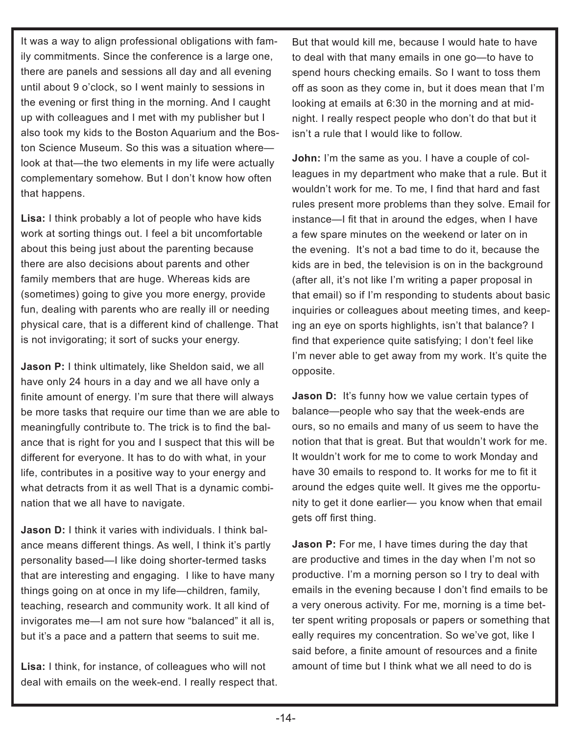It was a way to align professional obligations with family commitments. Since the conference is a large one, there are panels and sessions all day and all evening until about 9 o'clock, so I went mainly to sessions in the evening or first thing in the morning. And I caught up with colleagues and I met with my publisher but I also took my kids to the Boston Aquarium and the Boston Science Museum. So this was a situation where—look at that—the two elements in my life were actually complementary somehow. But I don't know how often that happens.

**Lisa:** I think probably a lot of people who have kids work at sorting things out. I feel a bit uncomfortable about this being just about the parenting because there are also decisions about parents and other family members that are huge. Whereas kids are (sometimes) going to give you more energy, provide fun, dealing with parents who are really ill or needing physical care, that is a different kind of challenge. That is not invigorating; it sort of sucks your energy.

**Jason P:** I think ultimately, like Sheldon said, we all have only 24 hours in a day and we all have only a finite amount of energy. I'm sure that there will always be more tasks that require our time than we are able to meaningfully contribute to. The trick is to find the balance that is right for you and I suspect that this will be different for everyone. It has to do with what, in your life, contributes in a positive way to your energy and what detracts from it as well That is a dynamic combination that we all have to navigate.

**Jason D:** I think it varies with individuals. I think balance means different things. As well, I think it's partly personality based—I like doing shorter-termed tasks that are interesting and engaging. I like to have many things going on at once in my life—children, family, teaching, research and community work. It all kind of invigorates me—I am not sure how "balanced" it all is, but it's a pace and a pattern that seems to suit me.

**Lisa:** I think, for instance, of colleagues who will not deal with emails on the week-end. I really respect that. But that would kill me, because I would hate to have to deal with that many emails in one go—to have to spend hours checking emails. So I want to toss them off as soon as they come in, but it does mean that I'm looking at emails at 6:30 in the morning and at midnight. I really respect people who don't do that but it isn't a rule that I would like to follow.

**John:** I'm the same as you. I have a couple of colleagues in my department who make that a rule. But it wouldn't work for me. To me, I find that hard and fast rules present more problems than they solve. Email for instance—I fit that in around the edges, when I have a few spare minutes on the weekend or later on in the evening. It's not a bad time to do it, because the kids are in bed, the television is on in the background (after all, it's not like I'm writing a paper proposal in that email) so if I'm responding to students about basic inquiries or colleagues about meeting times, and keeping an eye on sports highlights, isn't that balance? I find that experience quite satisfying; I don't feel like I'm never able to get away from my work. It's quite the opposite.

**Jason D:** It's funny how we value certain types of balance—people who say that the week-ends are ours, so no emails and many of us seem to have the notion that that is great. But that wouldn't work for me. It wouldn't work for me to come to work Monday and have 30 emails to respond to. It works for me to fit it around the edges quite well. It gives me the opportunity to get it done earlier— you know when that email gets off first thing.

**Jason P:** For me, I have times during the day that are productive and times in the day when I'm not so productive. I'm a morning person so I try to deal with emails in the evening because I don't find emails to be a very onerous activity. For me, morning is a time better spent writing proposals or papers or something that eally requires my concentration. So we've got, like I said before, a finite amount of resources and a finite amount of time but I think what we all need to do is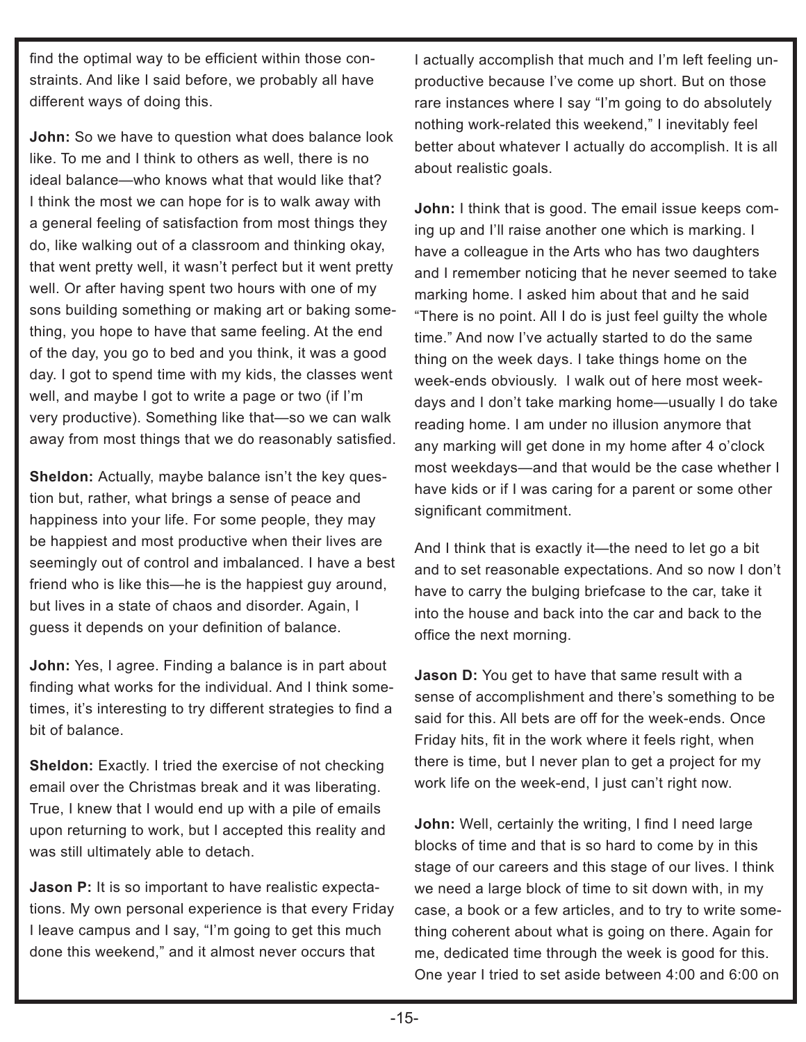find the optimal way to be efficient within those constraints. And like I said before, we probably all have different ways of doing this.

**John:** So we have to question what does balance look like. To me and I think to others as well, there is no ideal balance—who knows what that would like that? I think the most we can hope for is to walk away with a general feeling of satisfaction from most things they do, like walking out of a classroom and thinking okay, that went pretty well, it wasn't perfect but it went pretty well. Or after having spent two hours with one of my sons building something or making art or baking something, you hope to have that same feeling. At the end of the day, you go to bed and you think, it was a good day. I got to spend time with my kids, the classes went well, and maybe I got to write a page or two (if I'm very productive). Something like that—so we can walk away from most things that we do reasonably satisfied.

**Sheldon:** Actually, maybe balance isn't the key question but, rather, what brings a sense of peace and happiness into your life. For some people, they may be happiest and most productive when their lives are seemingly out of control and imbalanced. I have a best friend who is like this—he is the happiest guy around, but lives in a state of chaos and disorder. Again, I guess it depends on your definition of balance.

**John:** Yes, I agree. Finding a balance is in part about finding what works for the individual. And I think sometimes, it's interesting to try different strategies to find a bit of balance.

**Sheldon:** Exactly. I tried the exercise of not checking email over the Christmas break and it was liberating. True, I knew that I would end up with a pile of emails upon returning to work, but I accepted this reality and was still ultimately able to detach.

**Jason P:** It is so important to have realistic expectations. My own personal experience is that every Friday I leave campus and I say, "I'm going to get this much done this weekend," and it almost never occurs that I actually accomplish that much and I'm left feeling unproductive because I've come up short. But on those rare instances where I say "I'm going to do absolutely nothing work-related this weekend," I inevitably feel better about whatever I actually do accomplish. It is all about realistic goals.

**John:** I think that is good. The email issue keeps coming up and I'll raise another one which is marking. I have a colleague in the Arts who has two daughters and I remember noticing that he never seemed to take marking home. I asked him about that and he said "There is no point. All I do is just feel guilty the whole time." And now I've actually started to do the same thing on the week days. I take things home on the week-ends obviously. I walk out of here most weekdays and I don't take marking home—usually I do take reading home. I am under no illusion anymore that any marking will get done in my home after 4 o'clock most weekdays—and that would be the case whether I have kids or if I was caring for a parent or some other significant commitment.

And I think that is exactly it—the need to let go a bit and to set reasonable expectations. And so now I don't have to carry the bulging briefcase to the car, take it into the house and back into the car and back to the office the next morning.

**Jason D:** You get to have that same result with a sense of accomplishment and there's something to be said for this. All bets are off for the week-ends. Once Friday hits, fit in the work where it feels right, when there is time, but I never plan to get a project for my work life on the week-end, I just can't right now.

**John:** Well, certainly the writing, I find I need large blocks of time and that is so hard to come by in this stage of our careers and this stage of our lives. I think we need a large block of time to sit down with, in my case, a book or a few articles, and to try to write something coherent about what is going on there. Again for me, dedicated time through the week is good for this. One year I tried to set aside between 4:00 and 6:00 on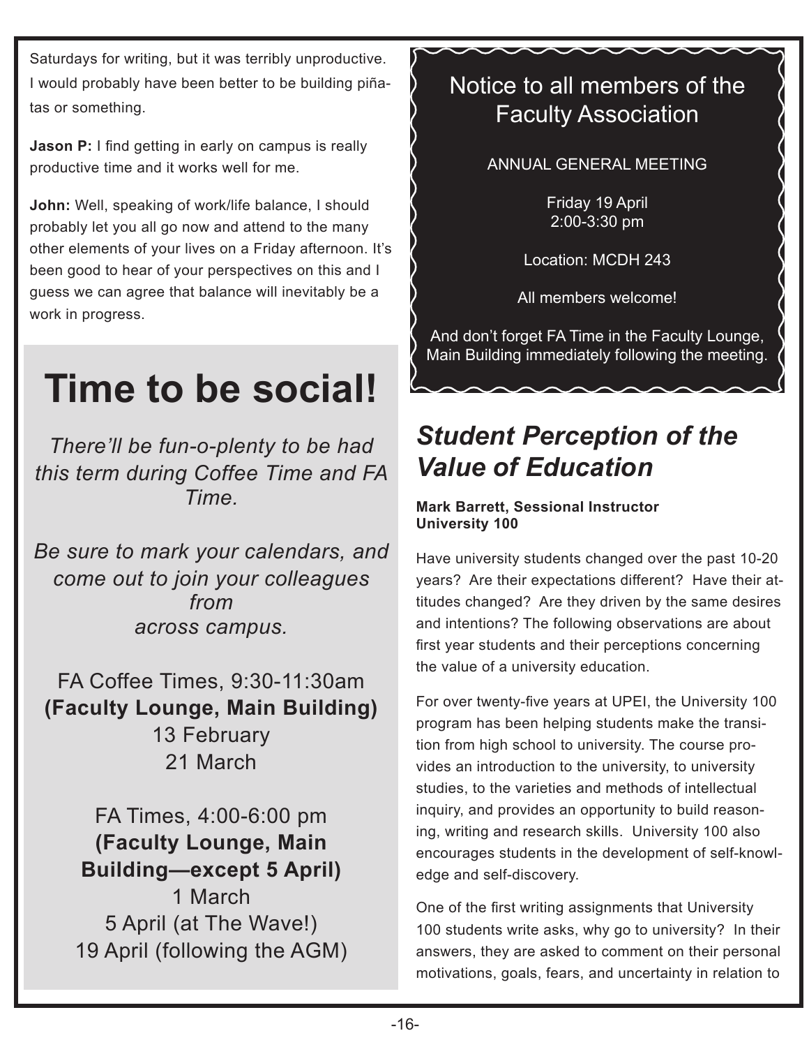Saturdays for writing, but it was terribly unproductive. I would probably have been better to be building piñatas or something.

**Jason P:** I find getting in early on campus is really productive time and it works well for me.

**John:** Well, speaking of work/life balance, I should probably let you all go now and attend to the many other elements of your lives on a Friday afternoon. It's been good to hear of your perspectives on this and I guess we can agree that balance will inevitably be a work in progress.

# Time to be social!

*There'll be fun-o-plenty to be had this term during Coffee Time and FA Time.*

*Be sure to mark your calendars, and come out to join your colleagues from across campus.*

FA Coffee Times, 9:30-11:30am
**(Faculty Lounge, Main Building)**
13 February
21 March

FA Times, 4:00-6:00 pm
**(Faculty Lounge, Main Building—except 5 April)**
1 March
5 April (at The Wave!)
19 April (following the AGM)

## Notice to all members of the Faculty Association

ANNUAL GENERAL MEETING

Friday 19 April
2:00-3:30 pm

Location: MCDH 243

All members welcome!

And don't forget FA Time in the Faculty Lounge, Main Building immediately following the meeting.

## *Student Perception of the Value of Education*

**Mark Barrett, Sessional Instructor**
**University 100**

Have university students changed over the past 10-20 years? Are their expectations different? Have their attitudes changed? Are they driven by the same desires and intentions? The following observations are about first year students and their perceptions concerning the value of a university education.

For over twenty-five years at UPEI, the University 100 program has been helping students make the transition from high school to university. The course provides an introduction to the university, to university studies, to the varieties and methods of intellectual inquiry, and provides an opportunity to build reasoning, writing and research skills. University 100 also encourages students in the development of self-knowledge and self-discovery.

One of the first writing assignments that University 100 students write asks, why go to university? In their answers, they are asked to comment on their personal motivations, goals, fears, and uncertainty in relation to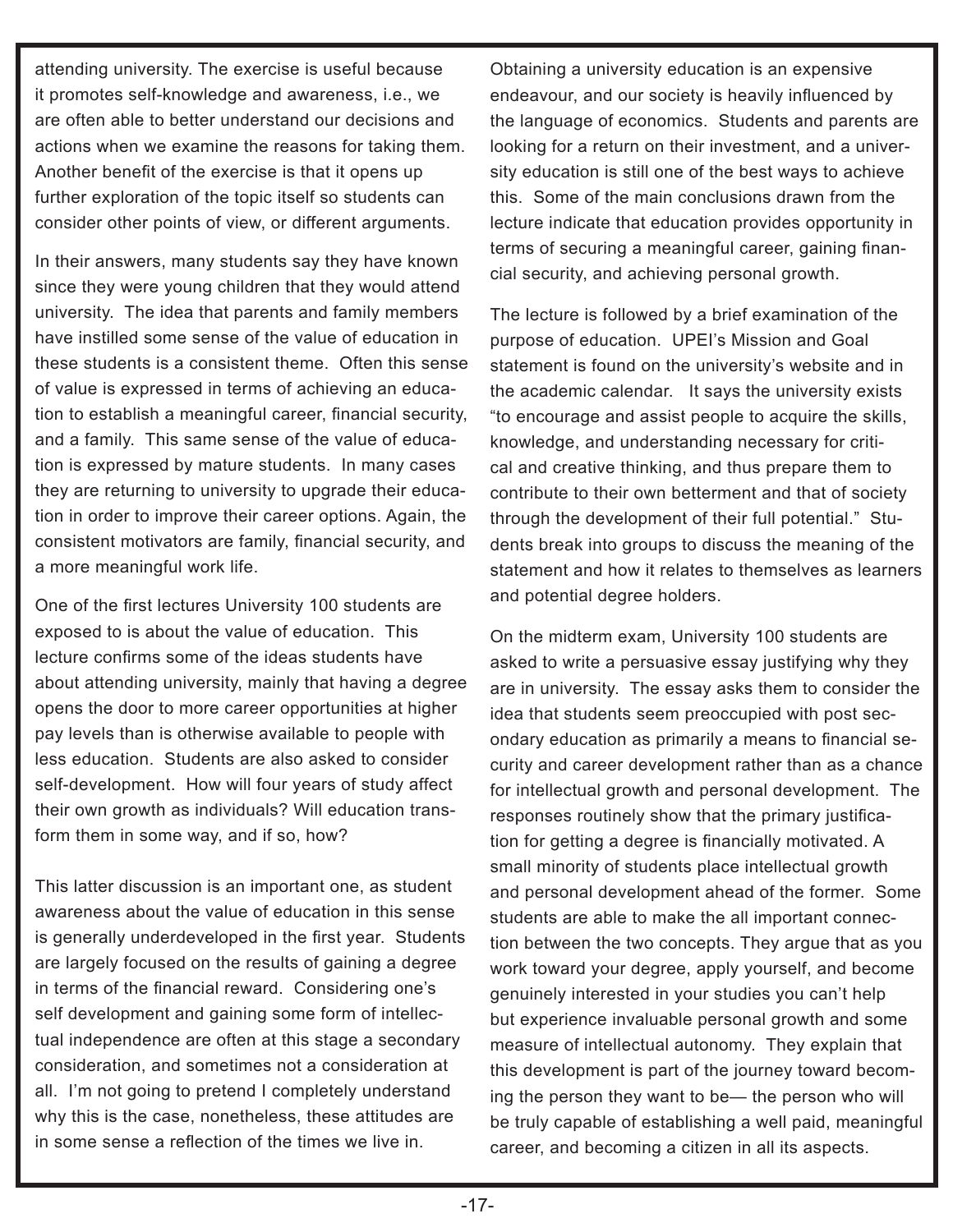attending university. The exercise is useful because it promotes self-knowledge and awareness, i.e., we are often able to better understand our decisions and actions when we examine the reasons for taking them. Another benefit of the exercise is that it opens up further exploration of the topic itself so students can consider other points of view, or different arguments.

In their answers, many students say they have known since they were young children that they would attend university. The idea that parents and family members have instilled some sense of the value of education in these students is a consistent theme. Often this sense of value is expressed in terms of achieving an education to establish a meaningful career, financial security, and a family. This same sense of the value of education is expressed by mature students. In many cases they are returning to university to upgrade their education in order to improve their career options. Again, the consistent motivators are family, financial security, and a more meaningful work life.

One of the first lectures University 100 students are exposed to is about the value of education. This lecture confirms some of the ideas students have about attending university, mainly that having a degree opens the door to more career opportunities at higher pay levels than is otherwise available to people with less education. Students are also asked to consider self-development. How will four years of study affect their own growth as individuals? Will education transform them in some way, and if so, how?

This latter discussion is an important one, as student awareness about the value of education in this sense is generally underdeveloped in the first year. Students are largely focused on the results of gaining a degree in terms of the financial reward. Considering one's self development and gaining some form of intellectual independence are often at this stage a secondary consideration, and sometimes not a consideration at all. I'm not going to pretend I completely understand why this is the case, nonetheless, these attitudes are in some sense a reflection of the times we live in.

Obtaining a university education is an expensive endeavour, and our society is heavily influenced by the language of economics. Students and parents are looking for a return on their investment, and a university education is still one of the best ways to achieve this. Some of the main conclusions drawn from the lecture indicate that education provides opportunity in terms of securing a meaningful career, gaining financial security, and achieving personal growth.

The lecture is followed by a brief examination of the purpose of education. UPEI's Mission and Goal statement is found on the university's website and in the academic calendar. It says the university exists "to encourage and assist people to acquire the skills, knowledge, and understanding necessary for critical and creative thinking, and thus prepare them to contribute to their own betterment and that of society through the development of their full potential." Students break into groups to discuss the meaning of the statement and how it relates to themselves as learners and potential degree holders.

On the midterm exam, University 100 students are asked to write a persuasive essay justifying why they are in university. The essay asks them to consider the idea that students seem preoccupied with post secondary education as primarily a means to financial security and career development rather than as a chance for intellectual growth and personal development. The responses routinely show that the primary justification for getting a degree is financially motivated. A small minority of students place intellectual growth and personal development ahead of the former. Some students are able to make the all important connection between the two concepts. They argue that as you work toward your degree, apply yourself, and become genuinely interested in your studies you can't help but experience invaluable personal growth and some measure of intellectual autonomy. They explain that this development is part of the journey toward becoming the person they want to be— the person who will be truly capable of establishing a well paid, meaningful career, and becoming a citizen in all its aspects.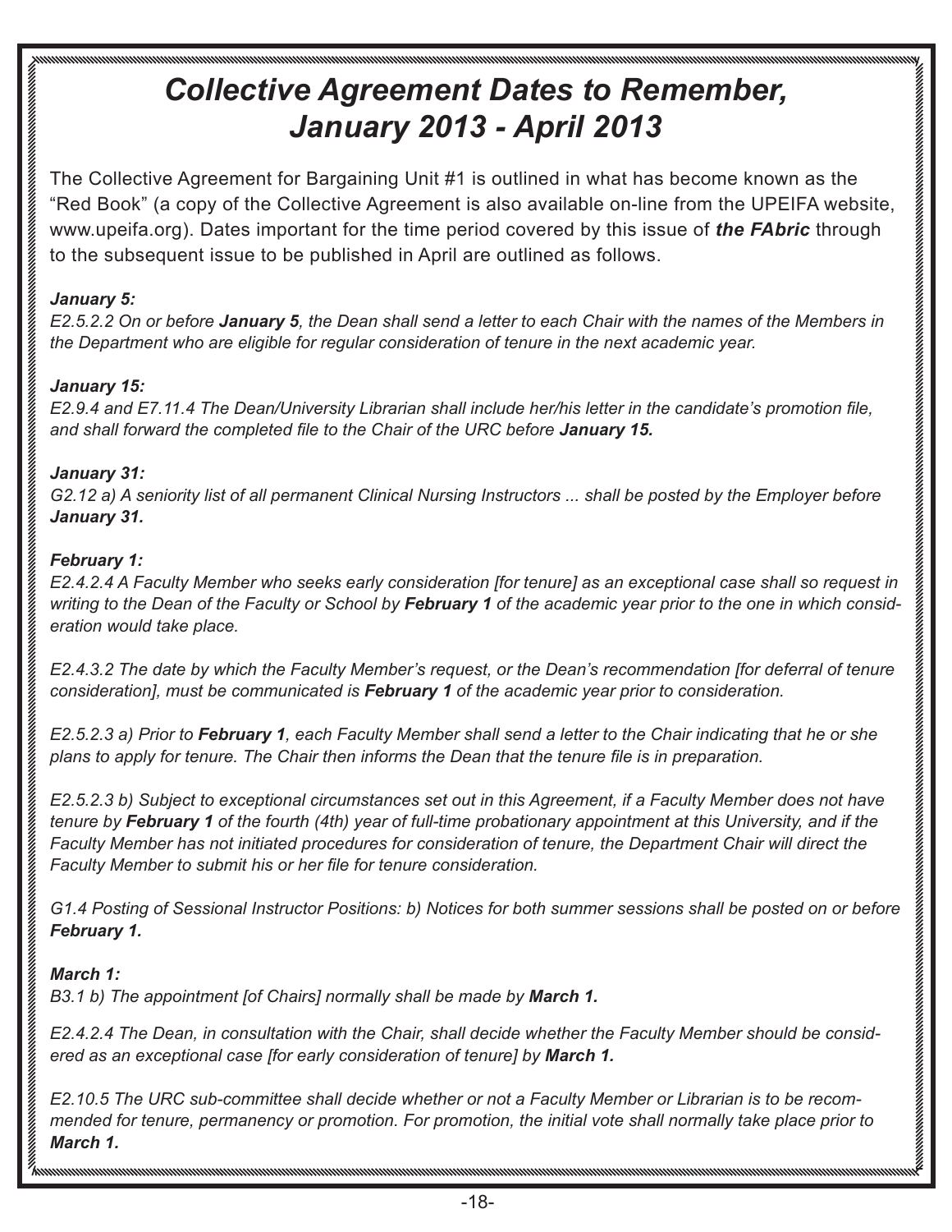# *Collective Agreement Dates to Remember, January 2013 - April 2013*

The Collective Agreement for Bargaining Unit #1 is outlined in what has become known as the "Red Book" (a copy of the Collective Agreement is also available on-line from the UPEIFA website, www.upeifa.org). Dates important for the time period covered by this issue of ***the FAbric*** through to the subsequent issue to be published in April are outlined as follows.

***January 5:***

*E2.5.2.2 On or before **January 5**, the Dean shall send a letter to each Chair with the names of the Members in the Department who are eligible for regular consideration of tenure in the next academic year.*

***January 15:***

*E2.9.4 and E7.11.4 The Dean/University Librarian shall include her/his letter in the candidate's promotion file, and shall forward the completed file to the Chair of the URC before **January 15.***

***January 31:***

*G2.12 a) A seniority list of all permanent Clinical Nursing Instructors ... shall be posted by the Employer before **January 31.***

***February 1:***

*E2.4.2.4 A Faculty Member who seeks early consideration [for tenure] as an exceptional case shall so request in writing to the Dean of the Faculty or School by **February 1** of the academic year prior to the one in which consideration would take place.*

*E2.4.3.2 The date by which the Faculty Member's request, or the Dean's recommendation [for deferral of tenure consideration], must be communicated is **February 1** of the academic year prior to consideration.*

*E2.5.2.3 a) Prior to **February 1**, each Faculty Member shall send a letter to the Chair indicating that he or she plans to apply for tenure. The Chair then informs the Dean that the tenure file is in preparation.*

*E2.5.2.3 b) Subject to exceptional circumstances set out in this Agreement, if a Faculty Member does not have tenure by **February 1** of the fourth (4th) year of full-time probationary appointment at this University, and if the Faculty Member has not initiated procedures for consideration of tenure, the Department Chair will direct the Faculty Member to submit his or her file for tenure consideration.*

*G1.4 Posting of Sessional Instructor Positions: b) Notices for both summer sessions shall be posted on or before **February 1.***

***March 1:***

*B3.1 b) The appointment [of Chairs] normally shall be made by **March 1.***

*E2.4.2.4 The Dean, in consultation with the Chair, shall decide whether the Faculty Member should be considered as an exceptional case [for early consideration of tenure] by **March 1.***

*E2.10.5 The URC sub-committee shall decide whether or not a Faculty Member or Librarian is to be recommended for tenure, permanency or promotion. For promotion, the initial vote shall normally take place prior to **March 1.***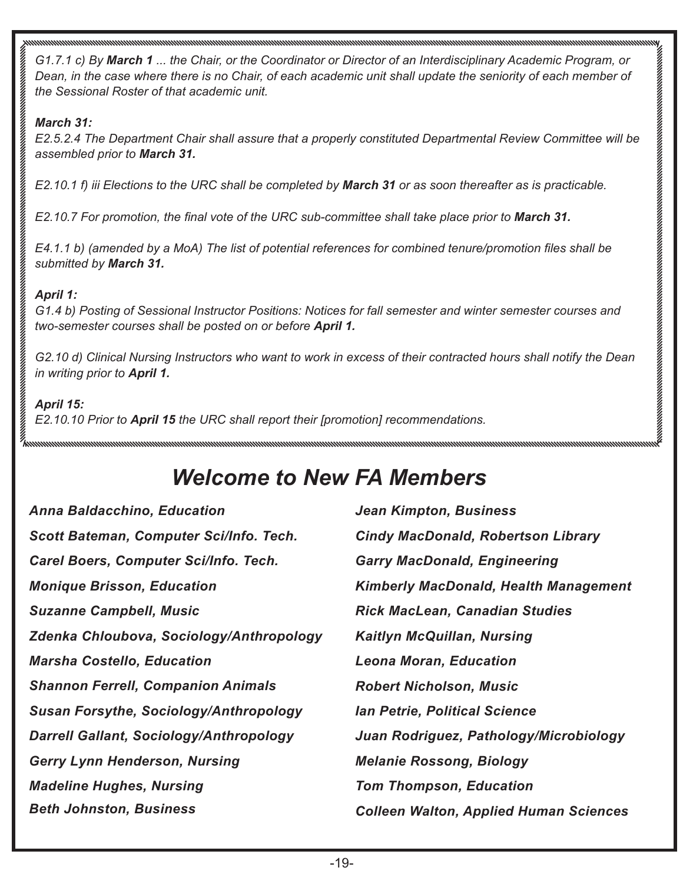*G1.7.1 c) By **March 1** ... the Chair, or the Coordinator or Director of an Interdisciplinary Academic Program, or Dean, in the case where there is no Chair, of each academic unit shall update the seniority of each member of the Sessional Roster of that academic unit.*

***March 31:***

*E2.5.2.4 The Department Chair shall assure that a properly constituted Departmental Review Committee will be assembled prior to **March 31.***

*E2.10.1 f) iii Elections to the URC shall be completed by **March 31** or as soon thereafter as is practicable.*

*E2.10.7 For promotion, the final vote of the URC sub-committee shall take place prior to **March 31.***

*E4.1.1 b) (amended by a MoA) The list of potential references for combined tenure/promotion files shall be submitted by **March 31.***

***April 1:***

*G1.4 b) Posting of Sessional Instructor Positions: Notices for fall semester and winter semester courses and two-semester courses shall be posted on or before **April 1.***

*G2.10 d) Clinical Nursing Instructors who want to work in excess of their contracted hours shall notify the Dean in writing prior to **April 1.***

***April 15:***

*E2.10.10 Prior to **April 15** the URC shall report their [promotion] recommendations.*

# *Welcome to New FA Members*

***Anna Baldacchino, Education***

***Scott Bateman, Computer Sci/Info. Tech.***

***Carel Boers, Computer Sci/Info. Tech.***

***Monique Brisson, Education***

***Suzanne Campbell, Music***

***Zdenka Chloubova, Sociology/Anthropology***

***Marsha Costello, Education***

***Shannon Ferrell, Companion Animals***

***Susan Forsythe, Sociology/Anthropology***

***Darrell Gallant, Sociology/Anthropology***

***Gerry Lynn Henderson, Nursing***

***Madeline Hughes, Nursing***

***Beth Johnston, Business***

***Jean Kimpton, Business***

***Cindy MacDonald, Robertson Library***

***Garry MacDonald, Engineering***

***Kimberly MacDonald, Health Management***

***Rick MacLean, Canadian Studies***

***Kaitlyn McQuillan, Nursing***

***Leona Moran, Education***

***Robert Nicholson, Music***

***Ian Petrie, Political Science***

***Juan Rodriguez, Pathology/Microbiology***

***Melanie Rossong, Biology***

***Tom Thompson, Education***

***Colleen Walton, Applied Human Sciences***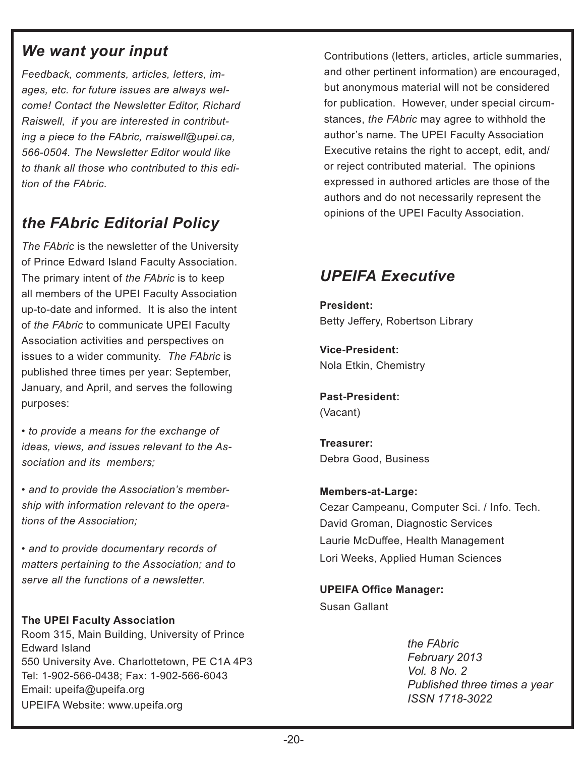## *We want your input*

*Feedback, comments, articles, letters, images, etc. for future issues are always welcome! Contact the Newsletter Editor, Richard Raiswell, if you are interested in contributing a piece to the FAbric, rraiswell@upei.ca, 566-0504. The Newsletter Editor would like to thank all those who contributed to this edition of the FAbric.*

## *the FAbric Editorial Policy*

*The FAbric* is the newsletter of the University of Prince Edward Island Faculty Association. The primary intent of *the FAbric* is to keep all members of the UPEI Faculty Association up-to-date and informed. It is also the intent of *the FAbric* to communicate UPEI Faculty Association activities and perspectives on issues to a wider community. *The FAbric* is published three times per year: September, January, and April, and serves the following purposes:

- *to provide a means for the exchange of ideas, views, and issues relevant to the Association and its members;*
- *and to provide the Association's membership with information relevant to the operations of the Association;*
- *and to provide documentary records of matters pertaining to the Association; and to serve all the functions of a newsletter.*

Contributions (letters, articles, article summaries, and other pertinent information) are encouraged, but anonymous material will not be considered for publication. However, under special circumstances, *the FAbric* may agree to withhold the author's name. The UPEI Faculty Association Executive retains the right to accept, edit, and/or reject contributed material. The opinions expressed in authored articles are those of the authors and do not necessarily represent the opinions of the UPEI Faculty Association.

**The UPEI Faculty Association**
Room 315, Main Building, University of Prince Edward Island
550 University Ave. Charlottetown, PE C1A 4P3
Tel: 1-902-566-0438; Fax: 1-902-566-6043
Email: upeifa@upeifa.org
UPEIFA Website: www.upeifa.org

## *UPEIFA Executive*

**President:**
Betty Jeffery, Robertson Library

**Vice-President:**
Nola Etkin, Chemistry

**Past-President:**
(Vacant)

**Treasurer:**
Debra Good, Business

**Members-at-Large:**
Cezar Campeanu, Computer Sci. / Info. Tech.
David Groman, Diagnostic Services
Laurie McDuffee, Health Management
Lori Weeks, Applied Human Sciences

**UPEIFA Office Manager:**
Susan Gallant

*the FAbric*
*February 2013*
*Vol. 8 No. 2*
*Published three times a year*
*ISSN 1718-3022*